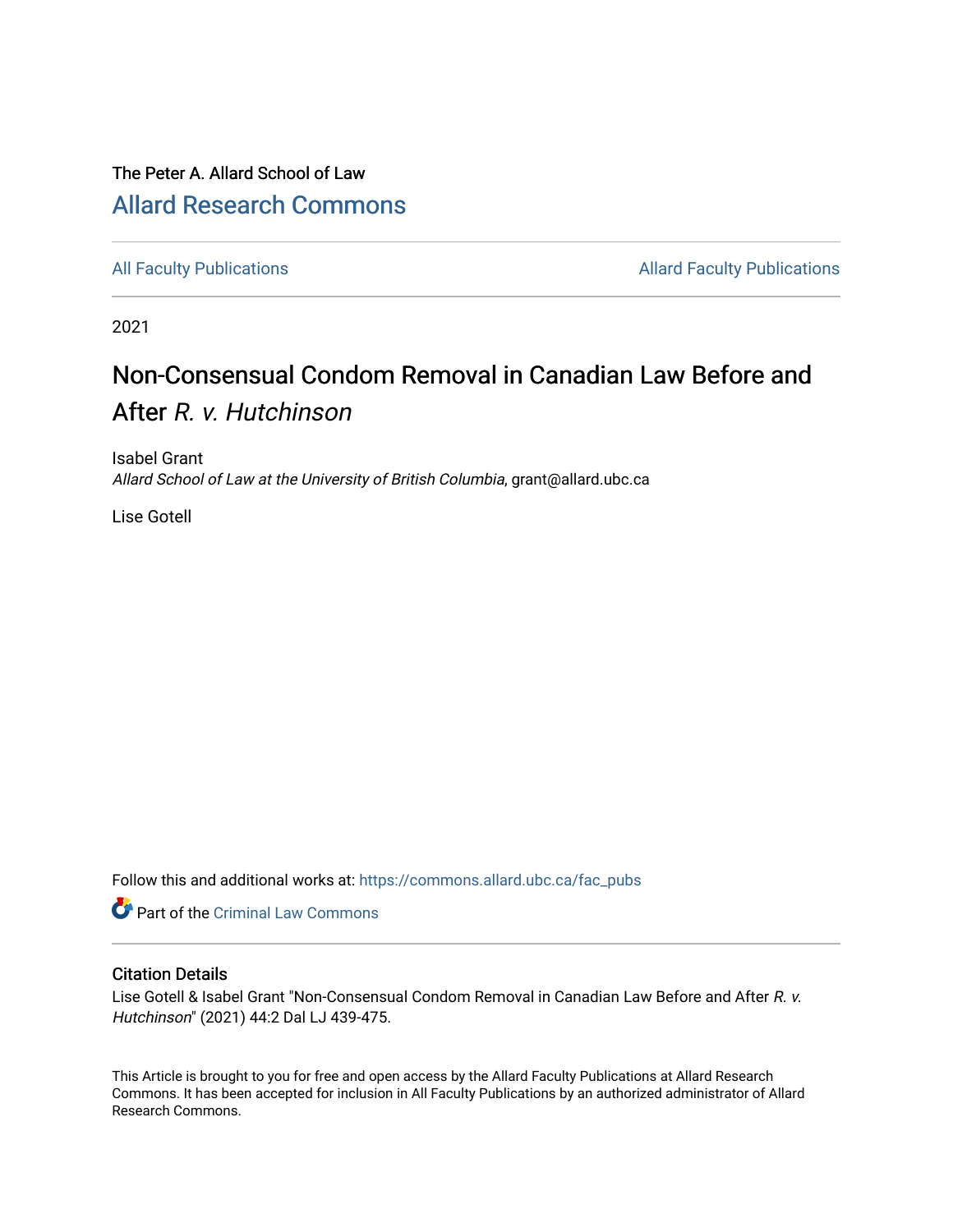The Peter A. Allard School of Law

# Allard Research Commons

All Faculty Publications | Allard Faculty Publications

2021

# Non-Consensual Condom Removal in Canadian Law Before and After *R. v. Hutchinson*

Isabel Grant
*Allard School of Law at the University of British Columbia*, grant@allard.ubc.ca

Lise Gotell

Follow this and additional works at: https://commons.allard.ubc.ca/fac_pubs

Part of the Criminal Law Commons

## Citation Details

Lise Gotell & Isabel Grant "Non-Consensual Condom Removal in Canadian Law Before and After *R. v. Hutchinson*" (2021) 44:2 Dal LJ 439-475.

This Article is brought to you for free and open access by the Allard Faculty Publications at Allard Research Commons. It has been accepted for inclusion in All Faculty Publications by an authorized administrator of Allard Research Commons.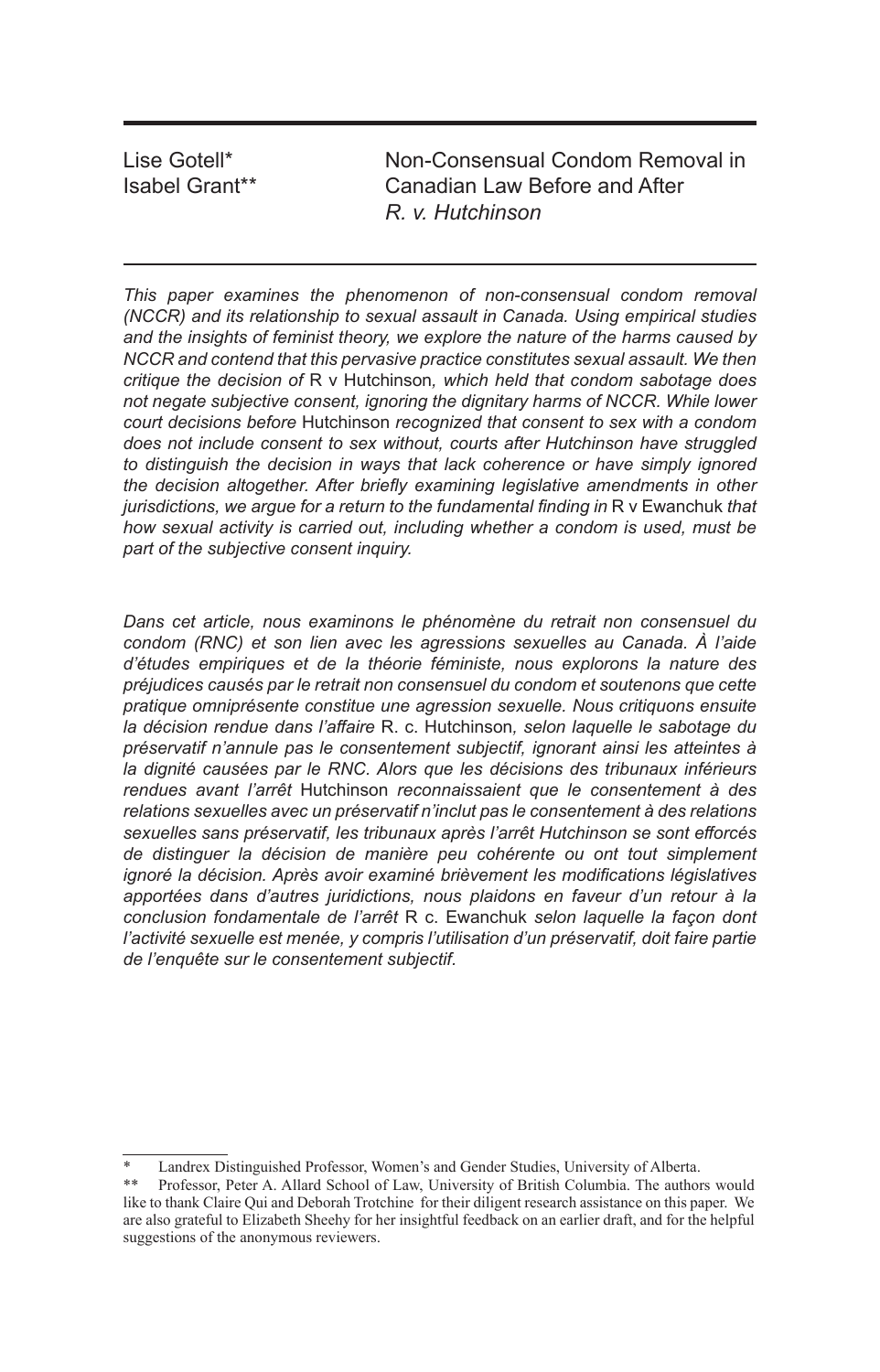Lise Gotell[*]
Isabel Grant[**]

# Non-Consensual Condom Removal in Canadian Law Before and After *R. v. Hutchinson*

*This paper examines the phenomenon of non-consensual condom removal (NCCR) and its relationship to sexual assault in Canada. Using empirical studies and the insights of feminist theory, we explore the nature of the harms caused by NCCR and contend that this pervasive practice constitutes sexual assault. We then critique the decision of* R v Hutchinson*, which held that condom sabotage does not negate subjective consent, ignoring the dignitary harms of NCCR. While lower court decisions before* Hutchinson *recognized that consent to sex with a condom does not include consent to sex without, courts after Hutchinson have struggled to distinguish the decision in ways that lack coherence or have simply ignored the decision altogether. After briefly examining legislative amendments in other jurisdictions, we argue for a return to the fundamental finding in* R v Ewanchuk *that how sexual activity is carried out, including whether a condom is used, must be part of the subjective consent inquiry.*

*Dans cet article, nous examinons le phénomène du retrait non consensuel du condom (RNC) et son lien avec les agressions sexuelles au Canada. À l'aide d'études empiriques et de la théorie féministe, nous explorons la nature des préjudices causés par le retrait non consensuel du condom et soutenons que cette pratique omniprésente constitue une agression sexuelle. Nous critiquons ensuite la décision rendue dans l'affaire* R. c. Hutchinson*, selon laquelle le sabotage du préservatif n'annule pas le consentement subjectif, ignorant ainsi les atteintes à la dignité causées par le RNC. Alors que les décisions des tribunaux inférieurs rendues avant l'arrêt* Hutchinson *reconnaissaient que le consentement à des relations sexuelles avec un préservatif n'inclut pas le consentement à des relations sexuelles sans préservatif, les tribunaux après l'arrêt Hutchinson se sont efforcés de distinguer la décision de manière peu cohérente ou ont tout simplement ignoré la décision. Après avoir examiné brièvement les modifications législatives apportées dans d'autres juridictions, nous plaidons en faveur d'un retour à la conclusion fondamentale de l'arrêt* R c. Ewanchuk *selon laquelle la façon dont l'activité sexuelle est menée, y compris l'utilisation d'un préservatif, doit faire partie de l'enquête sur le consentement subjectif.*

---

[*] Landrex Distinguished Professor, Women's and Gender Studies, University of Alberta.

[**] Professor, Peter A. Allard School of Law, University of British Columbia. The authors would like to thank Claire Qui and Deborah Trotchine for their diligent research assistance on this paper. We are also grateful to Elizabeth Sheehy for her insightful feedback on an earlier draft, and for the helpful suggestions of the anonymous reviewers.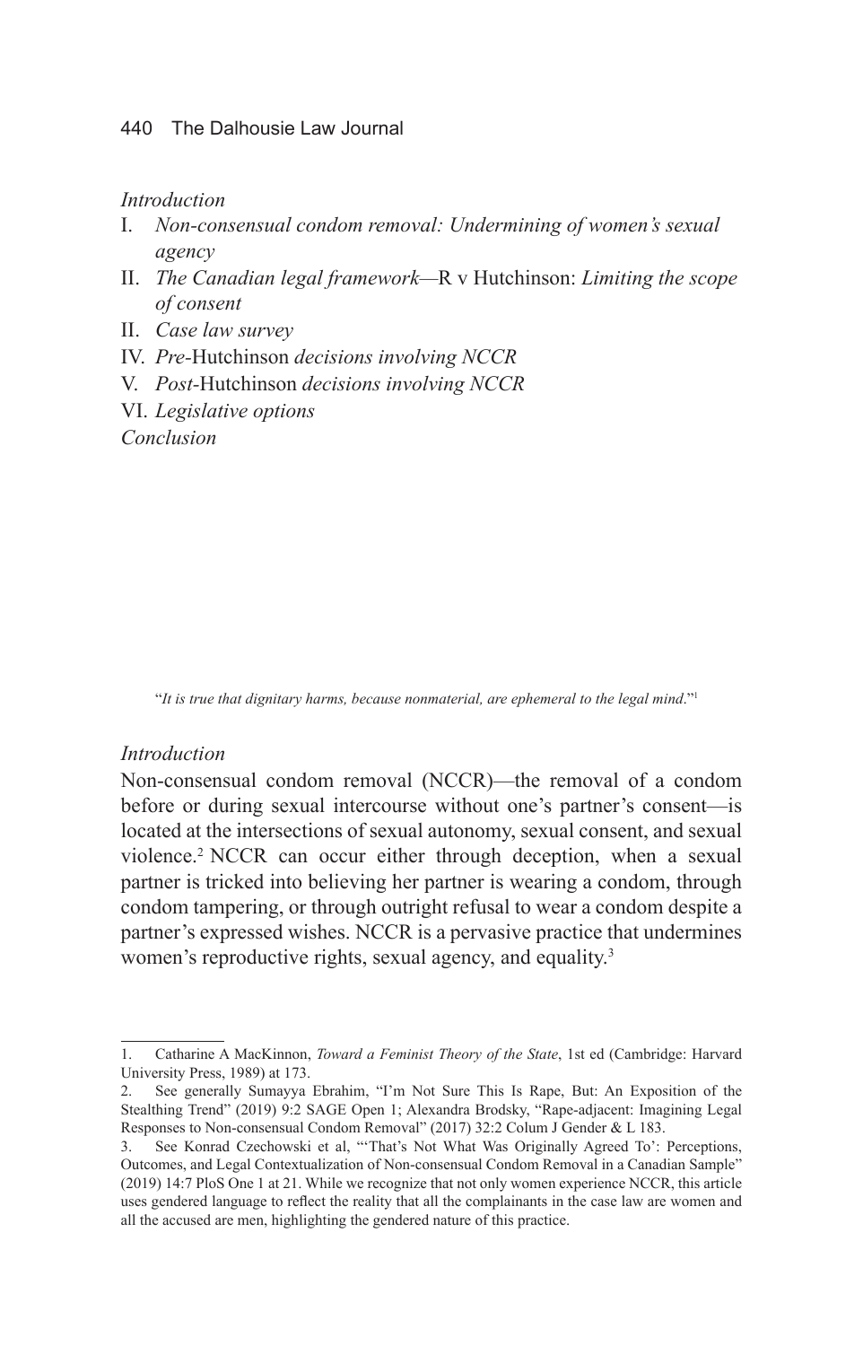*Introduction*

I. *Non-consensual condom removal: Undermining of women's sexual agency*

II. *The Canadian legal framework*—R v Hutchinson: *Limiting the scope of consent*

II. *Case law survey*

IV. *Pre-*Hutchinson *decisions involving NCCR*

V. *Post-*Hutchinson *decisions involving NCCR*

VI. *Legislative options*

*Conclusion*

"*It is true that dignitary harms, because nonmaterial, are ephemeral to the legal mind*."[1]

## *Introduction*

Non-consensual condom removal (NCCR)—the removal of a condom before or during sexual intercourse without one's partner's consent—is located at the intersections of sexual autonomy, sexual consent, and sexual violence.[2] NCCR can occur either through deception, when a sexual partner is tricked into believing her partner is wearing a condom, through condom tampering, or through outright refusal to wear a condom despite a partner's expressed wishes. NCCR is a pervasive practice that undermines women's reproductive rights, sexual agency, and equality.[3]

---

1. Catharine A MacKinnon, *Toward a Feminist Theory of the State*, 1st ed (Cambridge: Harvard University Press, 1989) at 173.

2. See generally Sumayya Ebrahim, "I'm Not Sure This Is Rape, But: An Exposition of the Stealthing Trend" (2019) 9:2 SAGE Open 1; Alexandra Brodsky, "Rape-adjacent: Imagining Legal Responses to Non-consensual Condom Removal" (2017) 32:2 Colum J Gender & L 183.

3. See Konrad Czechowski et al, "'That's Not What Was Originally Agreed To': Perceptions, Outcomes, and Legal Contextualization of Non-consensual Condom Removal in a Canadian Sample" (2019) 14:7 PloS One 1 at 21. While we recognize that not only women experience NCCR, this article uses gendered language to reflect the reality that all the complainants in the case law are women and all the accused are men, highlighting the gendered nature of this practice.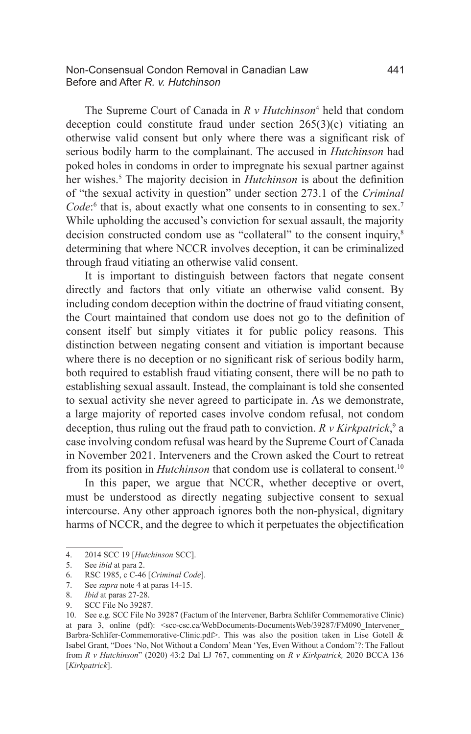The Supreme Court of Canada in *R v Hutchinson*[4] held that condom deception could constitute fraud under section 265(3)(c) vitiating an otherwise valid consent but only where there was a significant risk of serious bodily harm to the complainant. The accused in *Hutchinson* had poked holes in condoms in order to impregnate his sexual partner against her wishes.[5] The majority decision in *Hutchinson* is about the definition of "the sexual activity in question" under section 273.1 of the *Criminal Code*:[6] that is, about exactly what one consents to in consenting to sex.[7] While upholding the accused's conviction for sexual assault, the majority decision constructed condom use as "collateral" to the consent inquiry,[8] determining that where NCCR involves deception, it can be criminalized through fraud vitiating an otherwise valid consent.

It is important to distinguish between factors that negate consent directly and factors that only vitiate an otherwise valid consent. By including condom deception within the doctrine of fraud vitiating consent, the Court maintained that condom use does not go to the definition of consent itself but simply vitiates it for public policy reasons. This distinction between negating consent and vitiation is important because where there is no deception or no significant risk of serious bodily harm, both required to establish fraud vitiating consent, there will be no path to establishing sexual assault. Instead, the complainant is told she consented to sexual activity she never agreed to participate in. As we demonstrate, a large majority of reported cases involve condom refusal, not condom deception, thus ruling out the fraud path to conviction. *R v Kirkpatrick*,[9] a case involving condom refusal was heard by the Supreme Court of Canada in November 2021. Interveners and the Crown asked the Court to retreat from its position in *Hutchinson* that condom use is collateral to consent.[10]

In this paper, we argue that NCCR, whether deceptive or overt, must be understood as directly negating subjective consent to sexual intercourse. Any other approach ignores both the non-physical, dignitary harms of NCCR, and the degree to which it perpetuates the objectification

---

4. 2014 SCC 19 [*Hutchinson* SCC].
5. See *ibid* at para 2.
6. RSC 1985, c C-46 [*Criminal Code*].
7. See *supra* note 4 at paras 14-15.
8. *Ibid* at paras 27-28.
9. SCC File No 39287.
10. See e.g. SCC File No 39287 (Factum of the Intervener, Barbra Schlifer Commemorative Clinic) at para 3, online (pdf): <scc-csc.ca/WebDocuments-DocumentsWeb/39287/FM090_Intervener_Barbra-Schlifer-Commemorative-Clinic.pdf>. This was also the position taken in Lise Gotell & Isabel Grant, "Does 'No, Not Without a Condom' Mean 'Yes, Even Without a Condom'?: The Fallout from *R v Hutchinson*" (2020) 43:2 Dal LJ 767, commenting on *R v Kirkpatrick,* 2020 BCCA 136 [*Kirkpatrick*].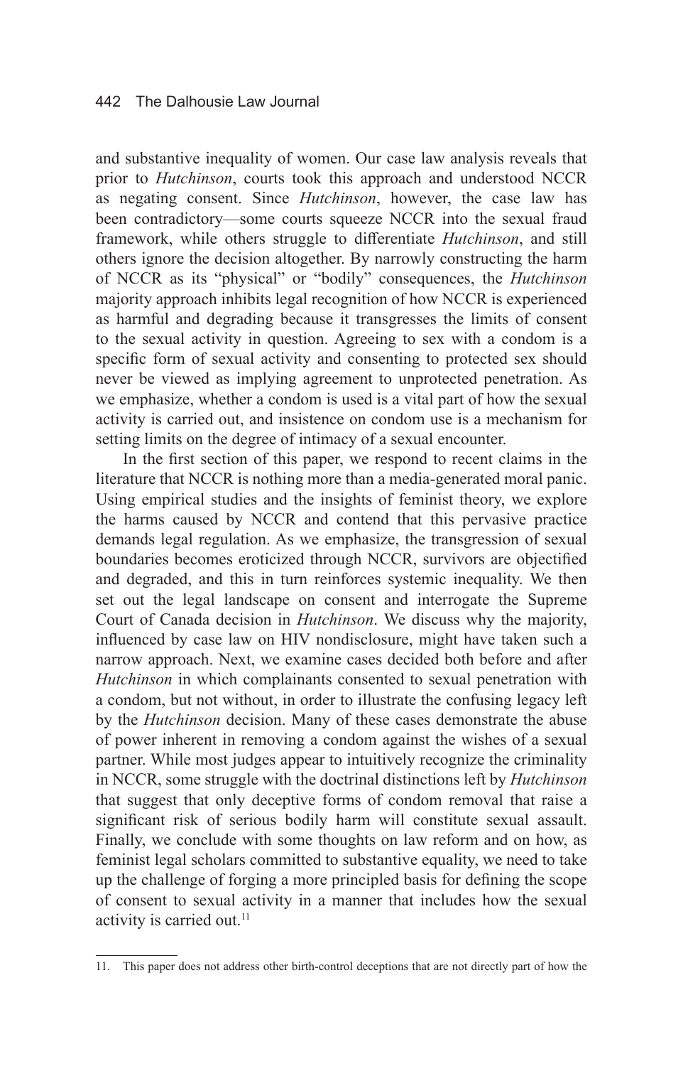and substantive inequality of women. Our case law analysis reveals that prior to *Hutchinson*, courts took this approach and understood NCCR as negating consent. Since *Hutchinson*, however, the case law has been contradictory—some courts squeeze NCCR into the sexual fraud framework, while others struggle to differentiate *Hutchinson*, and still others ignore the decision altogether. By narrowly constructing the harm of NCCR as its "physical" or "bodily" consequences, the *Hutchinson* majority approach inhibits legal recognition of how NCCR is experienced as harmful and degrading because it transgresses the limits of consent to the sexual activity in question. Agreeing to sex with a condom is a specific form of sexual activity and consenting to protected sex should never be viewed as implying agreement to unprotected penetration. As we emphasize, whether a condom is used is a vital part of how the sexual activity is carried out, and insistence on condom use is a mechanism for setting limits on the degree of intimacy of a sexual encounter.

In the first section of this paper, we respond to recent claims in the literature that NCCR is nothing more than a media-generated moral panic. Using empirical studies and the insights of feminist theory, we explore the harms caused by NCCR and contend that this pervasive practice demands legal regulation. As we emphasize, the transgression of sexual boundaries becomes eroticized through NCCR, survivors are objectified and degraded, and this in turn reinforces systemic inequality. We then set out the legal landscape on consent and interrogate the Supreme Court of Canada decision in *Hutchinson*. We discuss why the majority, influenced by case law on HIV nondisclosure, might have taken such a narrow approach. Next, we examine cases decided both before and after *Hutchinson* in which complainants consented to sexual penetration with a condom, but not without, in order to illustrate the confusing legacy left by the *Hutchinson* decision. Many of these cases demonstrate the abuse of power inherent in removing a condom against the wishes of a sexual partner. While most judges appear to intuitively recognize the criminality in NCCR, some struggle with the doctrinal distinctions left by *Hutchinson* that suggest that only deceptive forms of condom removal that raise a significant risk of serious bodily harm will constitute sexual assault. Finally, we conclude with some thoughts on law reform and on how, as feminist legal scholars committed to substantive equality, we need to take up the challenge of forging a more principled basis for defining the scope of consent to sexual activity in a manner that includes how the sexual activity is carried out.[11]

---

11. This paper does not address other birth-control deceptions that are not directly part of how the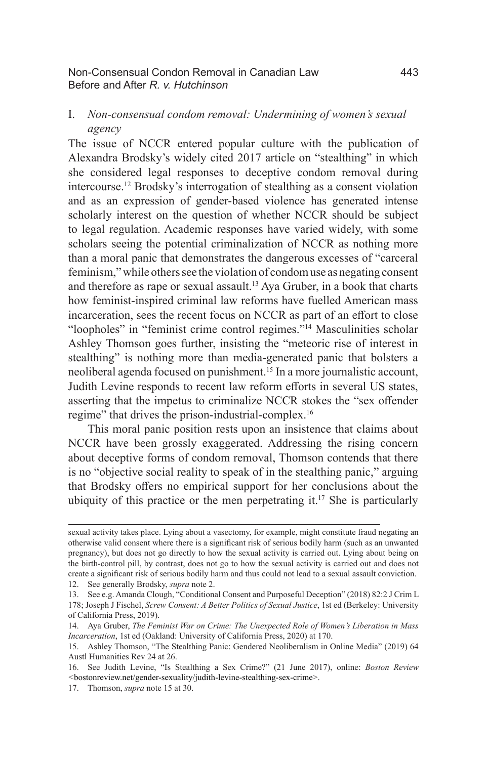## I. *Non-consensual condom removal: Undermining of women's sexual agency*

The issue of NCCR entered popular culture with the publication of Alexandra Brodsky's widely cited 2017 article on "stealthing" in which she considered legal responses to deceptive condom removal during intercourse.[12] Brodsky's interrogation of stealthing as a consent violation and as an expression of gender-based violence has generated intense scholarly interest on the question of whether NCCR should be subject to legal regulation. Academic responses have varied widely, with some scholars seeing the potential criminalization of NCCR as nothing more than a moral panic that demonstrates the dangerous excesses of "carceral feminism," while others see the violation of condom use as negating consent and therefore as rape or sexual assault.[13] Aya Gruber, in a book that charts how feminist-inspired criminal law reforms have fuelled American mass incarceration, sees the recent focus on NCCR as part of an effort to close "loopholes" in "feminist crime control regimes."[14] Masculinities scholar Ashley Thomson goes further, insisting the "meteoric rise of interest in stealthing" is nothing more than media-generated panic that bolsters a neoliberal agenda focused on punishment.[15] In a more journalistic account, Judith Levine responds to recent law reform efforts in several US states, asserting that the impetus to criminalize NCCR stokes the "sex offender regime" that drives the prison-industrial-complex.[16]

This moral panic position rests upon an insistence that claims about NCCR have been grossly exaggerated. Addressing the rising concern about deceptive forms of condom removal, Thomson contends that there is no "objective social reality to speak of in the stealthing panic," arguing that Brodsky offers no empirical support for her conclusions about the ubiquity of this practice or the men perpetrating it.[17] She is particularly

---

sexual activity takes place. Lying about a vasectomy, for example, might constitute fraud negating an otherwise valid consent where there is a significant risk of serious bodily harm (such as an unwanted pregnancy), but does not go directly to how the sexual activity is carried out. Lying about being on the birth-control pill, by contrast, does not go to how the sexual activity is carried out and does not create a significant risk of serious bodily harm and thus could not lead to a sexual assault conviction.

12. See generally Brodsky, *supra* note 2.

13. See e.g. Amanda Clough, "Conditional Consent and Purposeful Deception" (2018) 82:2 J Crim L 178; Joseph J Fischel, *Screw Consent: A Better Politics of Sexual Justice*, 1st ed (Berkeley: University of California Press, 2019).

14. Aya Gruber, *The Feminist War on Crime: The Unexpected Role of Women's Liberation in Mass Incarceration*, 1st ed (Oakland: University of California Press, 2020) at 170.

15. Ashley Thomson, "The Stealthing Panic: Gendered Neoliberalism in Online Media" (2019) 64 Austl Humanities Rev 24 at 26.

16. See Judith Levine, "Is Stealthing a Sex Crime?" (21 June 2017), online: *Boston Review* <bostonreview.net/gender-sexuality/judith-levine-stealthing-sex-crime>.

17. Thomson, *supra* note 15 at 30.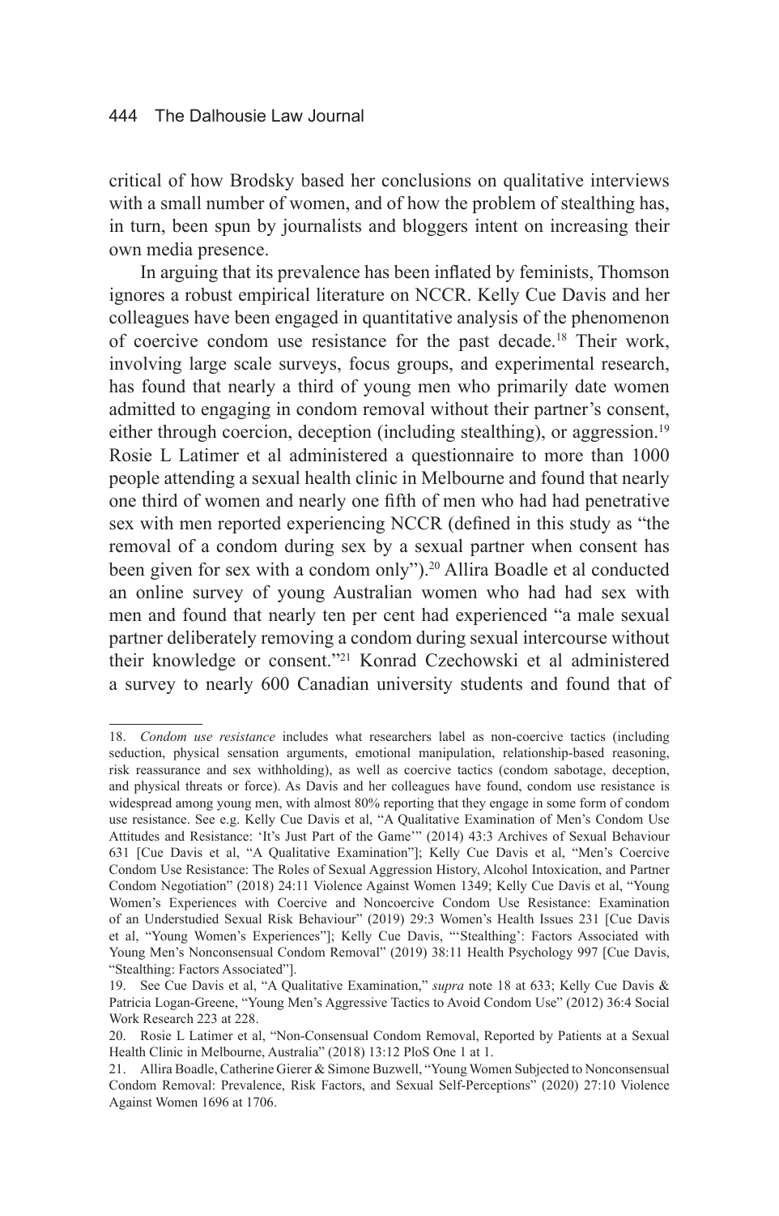critical of how Brodsky based her conclusions on qualitative interviews with a small number of women, and of how the problem of stealthing has, in turn, been spun by journalists and bloggers intent on increasing their own media presence.

In arguing that its prevalence has been inflated by feminists, Thomson ignores a robust empirical literature on NCCR. Kelly Cue Davis and her colleagues have been engaged in quantitative analysis of the phenomenon of coercive condom use resistance for the past decade.[18] Their work, involving large scale surveys, focus groups, and experimental research, has found that nearly a third of young men who primarily date women admitted to engaging in condom removal without their partner's consent, either through coercion, deception (including stealthing), or aggression.[19] Rosie L Latimer et al administered a questionnaire to more than 1000 people attending a sexual health clinic in Melbourne and found that nearly one third of women and nearly one fifth of men who had had penetrative sex with men reported experiencing NCCR (defined in this study as "the removal of a condom during sex by a sexual partner when consent has been given for sex with a condom only").[20] Allira Boadle et al conducted an online survey of young Australian women who had had sex with men and found that nearly ten per cent had experienced "a male sexual partner deliberately removing a condom during sexual intercourse without their knowledge or consent."[21] Konrad Czechowski et al administered a survey to nearly 600 Canadian university students and found that of

---

18. *Condom use resistance* includes what researchers label as non-coercive tactics (including seduction, physical sensation arguments, emotional manipulation, relationship-based reasoning, risk reassurance and sex withholding), as well as coercive tactics (condom sabotage, deception, and physical threats or force). As Davis and her colleagues have found, condom use resistance is widespread among young men, with almost 80% reporting that they engage in some form of condom use resistance. See e.g. Kelly Cue Davis et al, "A Qualitative Examination of Men's Condom Use Attitudes and Resistance: 'It's Just Part of the Game'" (2014) 43:3 Archives of Sexual Behaviour 631 [Cue Davis et al, "A Qualitative Examination"]; Kelly Cue Davis et al, "Men's Coercive Condom Use Resistance: The Roles of Sexual Aggression History, Alcohol Intoxication, and Partner Condom Negotiation" (2018) 24:11 Violence Against Women 1349; Kelly Cue Davis et al, "Young Women's Experiences with Coercive and Noncoercive Condom Use Resistance: Examination of an Understudied Sexual Risk Behaviour" (2019) 29:3 Women's Health Issues 231 [Cue Davis et al, "Young Women's Experiences"]; Kelly Cue Davis, "'Stealthing': Factors Associated with Young Men's Nonconsensual Condom Removal" (2019) 38:11 Health Psychology 997 [Cue Davis, "Stealthing: Factors Associated"].

19. See Cue Davis et al, "A Qualitative Examination," *supra* note 18 at 633; Kelly Cue Davis & Patricia Logan-Greene, "Young Men's Aggressive Tactics to Avoid Condom Use" (2012) 36:4 Social Work Research 223 at 228.

20. Rosie L Latimer et al, "Non-Consensual Condom Removal, Reported by Patients at a Sexual Health Clinic in Melbourne, Australia" (2018) 13:12 PloS One 1 at 1.

21. Allira Boadle, Catherine Gierer & Simone Buzwell, "Young Women Subjected to Nonconsensual Condom Removal: Prevalence, Risk Factors, and Sexual Self-Perceptions" (2020) 27:10 Violence Against Women 1696 at 1706.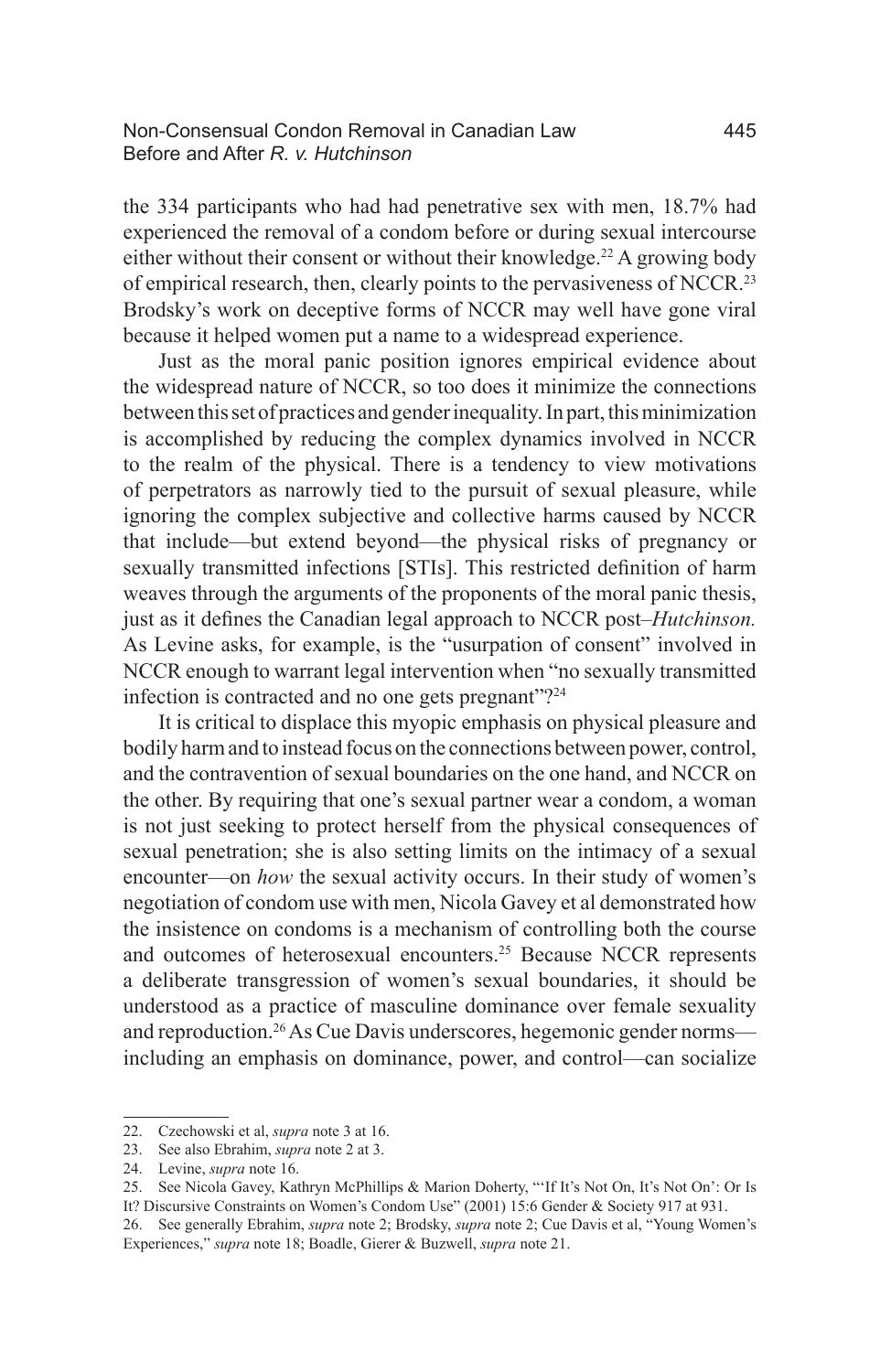the 334 participants who had had penetrative sex with men, 18.7% had experienced the removal of a condom before or during sexual intercourse either without their consent or without their knowledge.[22] A growing body of empirical research, then, clearly points to the pervasiveness of NCCR.[23] Brodsky's work on deceptive forms of NCCR may well have gone viral because it helped women put a name to a widespread experience.

Just as the moral panic position ignores empirical evidence about the widespread nature of NCCR, so too does it minimize the connections between this set of practices and gender inequality. In part, this minimization is accomplished by reducing the complex dynamics involved in NCCR to the realm of the physical. There is a tendency to view motivations of perpetrators as narrowly tied to the pursuit of sexual pleasure, while ignoring the complex subjective and collective harms caused by NCCR that include—but extend beyond—the physical risks of pregnancy or sexually transmitted infections [STIs]. This restricted definition of harm weaves through the arguments of the proponents of the moral panic thesis, just as it defines the Canadian legal approach to NCCR post–*Hutchinson.* As Levine asks, for example, is the "usurpation of consent" involved in NCCR enough to warrant legal intervention when "no sexually transmitted infection is contracted and no one gets pregnant"?[24]

It is critical to displace this myopic emphasis on physical pleasure and bodily harm and to instead focus on the connections between power, control, and the contravention of sexual boundaries on the one hand, and NCCR on the other. By requiring that one's sexual partner wear a condom, a woman is not just seeking to protect herself from the physical consequences of sexual penetration; she is also setting limits on the intimacy of a sexual encounter—on *how* the sexual activity occurs. In their study of women's negotiation of condom use with men, Nicola Gavey et al demonstrated how the insistence on condoms is a mechanism of controlling both the course and outcomes of heterosexual encounters.[25] Because NCCR represents a deliberate transgression of women's sexual boundaries, it should be understood as a practice of masculine dominance over female sexuality and reproduction.[26] As Cue Davis underscores, hegemonic gender norms—including an emphasis on dominance, power, and control—can socialize

---

22. Czechowski et al, *supra* note 3 at 16.
23. See also Ebrahim, *supra* note 2 at 3.
24. Levine, *supra* note 16.
25. See Nicola Gavey, Kathryn McPhillips & Marion Doherty, "'If It's Not On, It's Not On': Or Is It? Discursive Constraints on Women's Condom Use" (2001) 15:6 Gender & Society 917 at 931.
26. See generally Ebrahim, *supra* note 2; Brodsky, *supra* note 2; Cue Davis et al, "Young Women's Experiences," *supra* note 18; Boadle, Gierer & Buzwell, *supra* note 21.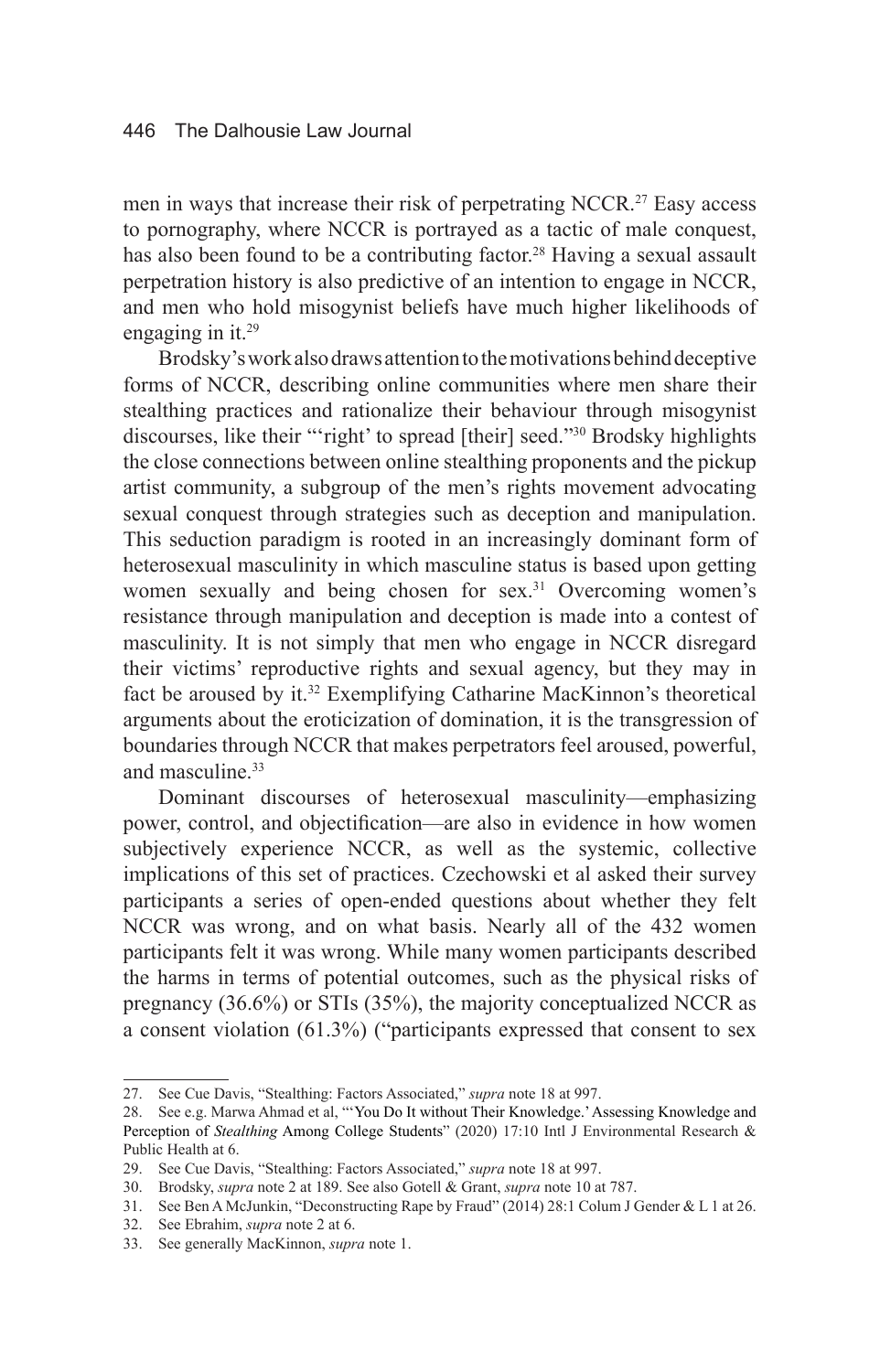men in ways that increase their risk of perpetrating NCCR.[27] Easy access to pornography, where NCCR is portrayed as a tactic of male conquest, has also been found to be a contributing factor.[28] Having a sexual assault perpetration history is also predictive of an intention to engage in NCCR, and men who hold misogynist beliefs have much higher likelihoods of engaging in it.[29]

Brodsky's work also draws attention to the motivations behind deceptive forms of NCCR, describing online communities where men share their stealthing practices and rationalize their behaviour through misogynist discourses, like their "'right' to spread [their] seed."[30] Brodsky highlights the close connections between online stealthing proponents and the pickup artist community, a subgroup of the men's rights movement advocating sexual conquest through strategies such as deception and manipulation. This seduction paradigm is rooted in an increasingly dominant form of heterosexual masculinity in which masculine status is based upon getting women sexually and being chosen for sex.[31] Overcoming women's resistance through manipulation and deception is made into a contest of masculinity. It is not simply that men who engage in NCCR disregard their victims' reproductive rights and sexual agency, but they may in fact be aroused by it.[32] Exemplifying Catharine MacKinnon's theoretical arguments about the eroticization of domination, it is the transgression of boundaries through NCCR that makes perpetrators feel aroused, powerful, and masculine.[33]

Dominant discourses of heterosexual masculinity—emphasizing power, control, and objectification—are also in evidence in how women subjectively experience NCCR, as well as the systemic, collective implications of this set of practices. Czechowski et al asked their survey participants a series of open-ended questions about whether they felt NCCR was wrong, and on what basis. Nearly all of the 432 women participants felt it was wrong. While many women participants described the harms in terms of potential outcomes, such as the physical risks of pregnancy (36.6%) or STIs (35%), the majority conceptualized NCCR as a consent violation (61.3%) ("participants expressed that consent to sex

---

27. See Cue Davis, "Stealthing: Factors Associated," *supra* note 18 at 997.
28. See e.g. Marwa Ahmad et al, "'You Do It without Their Knowledge.' Assessing Knowledge and Perception of *Stealthing* Among College Students" (2020) 17:10 Intl J Environmental Research & Public Health at 6.
29. See Cue Davis, "Stealthing: Factors Associated," *supra* note 18 at 997.
30. Brodsky, *supra* note 2 at 189. See also Gotell & Grant, *supra* note 10 at 787.
31. See Ben A McJunkin, "Deconstructing Rape by Fraud" (2014) 28:1 Colum J Gender & L 1 at 26.
32. See Ebrahim, *supra* note 2 at 6.
33. See generally MacKinnon, *supra* note 1.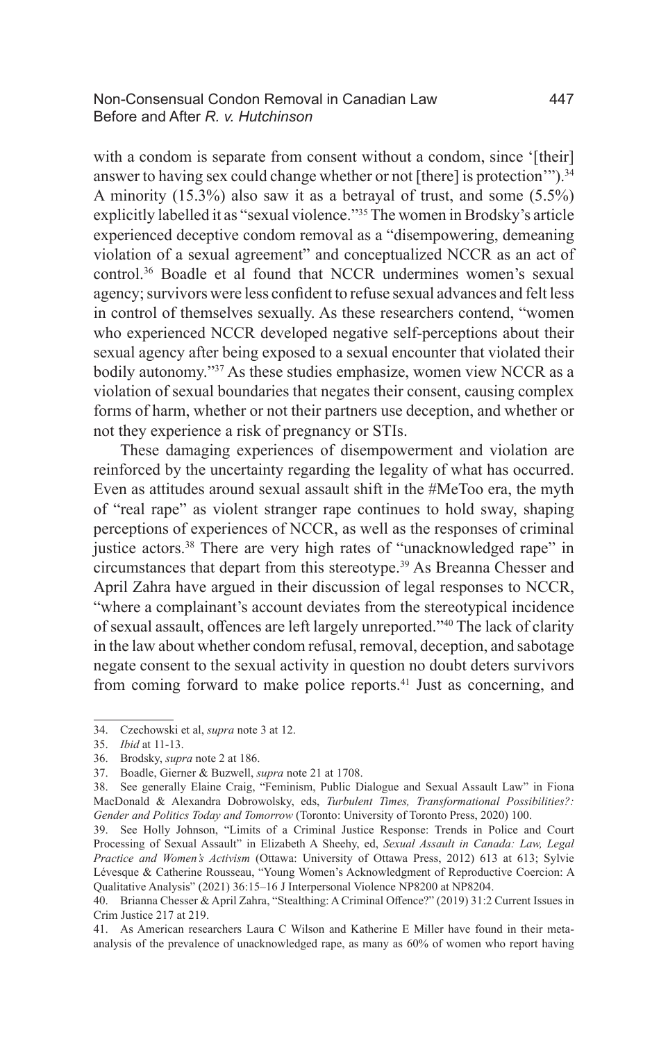with a condom is separate from consent without a condom, since '[their] answer to having sex could change whether or not [there] is protection'").[34] A minority (15.3%) also saw it as a betrayal of trust, and some (5.5%) explicitly labelled it as "sexual violence."[35] The women in Brodsky's article experienced deceptive condom removal as a "disempowering, demeaning violation of a sexual agreement" and conceptualized NCCR as an act of control.[36] Boadle et al found that NCCR undermines women's sexual agency; survivors were less confident to refuse sexual advances and felt less in control of themselves sexually. As these researchers contend, "women who experienced NCCR developed negative self-perceptions about their sexual agency after being exposed to a sexual encounter that violated their bodily autonomy."[37] As these studies emphasize, women view NCCR as a violation of sexual boundaries that negates their consent, causing complex forms of harm, whether or not their partners use deception, and whether or not they experience a risk of pregnancy or STIs.

These damaging experiences of disempowerment and violation are reinforced by the uncertainty regarding the legality of what has occurred. Even as attitudes around sexual assault shift in the #MeToo era, the myth of "real rape" as violent stranger rape continues to hold sway, shaping perceptions of experiences of NCCR, as well as the responses of criminal justice actors.[38] There are very high rates of "unacknowledged rape" in circumstances that depart from this stereotype.[39] As Breanna Chesser and April Zahra have argued in their discussion of legal responses to NCCR, "where a complainant's account deviates from the stereotypical incidence of sexual assault, offences are left largely unreported."[40] The lack of clarity in the law about whether condom refusal, removal, deception, and sabotage negate consent to the sexual activity in question no doubt deters survivors from coming forward to make police reports.[41] Just as concerning, and

34. Czechowski et al, *supra* note 3 at 12.

35. *Ibid* at 11-13.

36. Brodsky, *supra* note 2 at 186.

37. Boadle, Gierner & Buzwell, *supra* note 21 at 1708.

38. See generally Elaine Craig, "Feminism, Public Dialogue and Sexual Assault Law" in Fiona MacDonald & Alexandra Dobrowolsky, eds, *Turbulent Times, Transformational Possibilities?: Gender and Politics Today and Tomorrow* (Toronto: University of Toronto Press, 2020) 100.

39. See Holly Johnson, "Limits of a Criminal Justice Response: Trends in Police and Court Processing of Sexual Assault" in Elizabeth A Sheehy, ed, *Sexual Assault in Canada: Law, Legal Practice and Women's Activism* (Ottawa: University of Ottawa Press, 2012) 613 at 613; Sylvie Lévesque & Catherine Rousseau, "Young Women's Acknowledgment of Reproductive Coercion: A Qualitative Analysis" (2021) 36:15–16 J Interpersonal Violence NP8200 at NP8204.

40. Brianna Chesser & April Zahra, "Stealthing: A Criminal Offence?" (2019) 31:2 Current Issues in Crim Justice 217 at 219.

41. As American researchers Laura C Wilson and Katherine E Miller have found in their meta-analysis of the prevalence of unacknowledged rape, as many as 60% of women who report having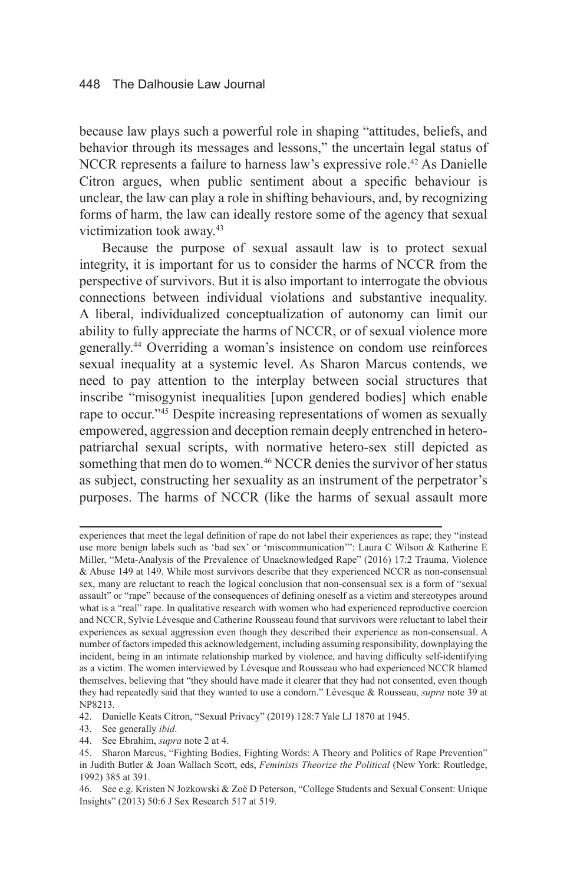because law plays such a powerful role in shaping "attitudes, beliefs, and behavior through its messages and lessons," the uncertain legal status of NCCR represents a failure to harness law's expressive role.[42] As Danielle Citron argues, when public sentiment about a specific behaviour is unclear, the law can play a role in shifting behaviours, and, by recognizing forms of harm, the law can ideally restore some of the agency that sexual victimization took away.[43]

Because the purpose of sexual assault law is to protect sexual integrity, it is important for us to consider the harms of NCCR from the perspective of survivors. But it is also important to interrogate the obvious connections between individual violations and substantive inequality. A liberal, individualized conceptualization of autonomy can limit our ability to fully appreciate the harms of NCCR, or of sexual violence more generally.[44] Overriding a woman's insistence on condom use reinforces sexual inequality at a systemic level. As Sharon Marcus contends, we need to pay attention to the interplay between social structures that inscribe "misogynist inequalities [upon gendered bodies] which enable rape to occur."[45] Despite increasing representations of women as sexually empowered, aggression and deception remain deeply entrenched in hetero-patriarchal sexual scripts, with normative hetero-sex still depicted as something that men do to women.[46] NCCR denies the survivor of her status as subject, constructing her sexuality as an instrument of the perpetrator's purposes. The harms of NCCR (like the harms of sexual assault more

---

experiences that meet the legal definition of rape do not label their experiences as rape; they "instead use more benign labels such as 'bad sex' or 'miscommunication'": Laura C Wilson & Katherine E Miller, "Meta-Analysis of the Prevalence of Unacknowledged Rape" (2016) 17:2 Trauma, Violence & Abuse 149 at 149. While most survivors describe that they experienced NCCR as non-consensual sex, many are reluctant to reach the logical conclusion that non-consensual sex is a form of "sexual assault" or "rape" because of the consequences of defining oneself as a victim and stereotypes around what is a "real" rape. In qualitative research with women who had experienced reproductive coercion and NCCR, Sylvie Lévesque and Catherine Rousseau found that survivors were reluctant to label their experiences as sexual aggression even though they described their experience as non-consensual. A number of factors impeded this acknowledgement, including assuming responsibility, downplaying the incident, being in an intimate relationship marked by violence, and having difficulty self-identifying as a victim. The women interviewed by Lévesque and Rousseau who had experienced NCCR blamed themselves, believing that "they should have made it clearer that they had not consented, even though they had repeatedly said that they wanted to use a condom." Lévesque & Rousseau, *supra* note 39 at NP8213.

42. Danielle Keats Citron, "Sexual Privacy" (2019) 128:7 Yale LJ 1870 at 1945.

43. See generally *ibid*.

44. See Ebrahim, *supra* note 2 at 4.

45. Sharon Marcus, "Fighting Bodies, Fighting Words: A Theory and Politics of Rape Prevention" in Judith Butler & Joan Wallach Scott, eds, *Feminists Theorize the Political* (New York: Routledge, 1992) 385 at 391.

46. See e.g. Kristen N Jozkowski & Zoë D Peterson, "College Students and Sexual Consent: Unique Insights" (2013) 50:6 J Sex Research 517 at 519.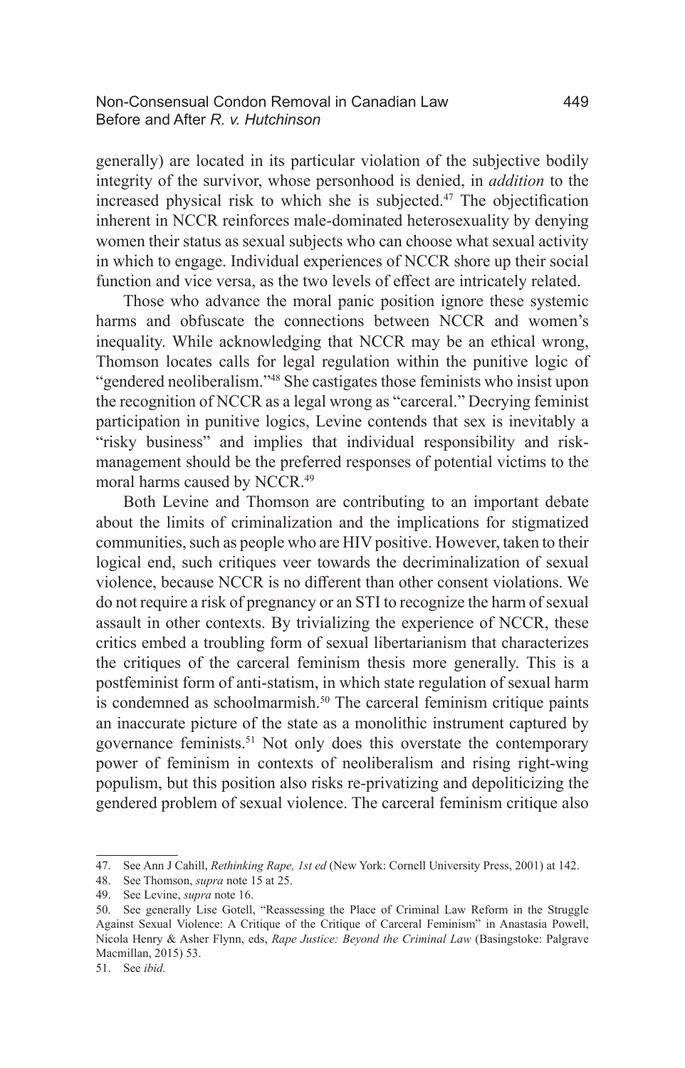generally) are located in its particular violation of the subjective bodily integrity of the survivor, whose personhood is denied, in *addition* to the increased physical risk to which she is subjected.[47] The objectification inherent in NCCR reinforces male-dominated heterosexuality by denying women their status as sexual subjects who can choose what sexual activity in which to engage. Individual experiences of NCCR shore up their social function and vice versa, as the two levels of effect are intricately related.

Those who advance the moral panic position ignore these systemic harms and obfuscate the connections between NCCR and women's inequality. While acknowledging that NCCR may be an ethical wrong, Thomson locates calls for legal regulation within the punitive logic of "gendered neoliberalism."[48] She castigates those feminists who insist upon the recognition of NCCR as a legal wrong as "carceral." Decrying feminist participation in punitive logics, Levine contends that sex is inevitably a "risky business" and implies that individual responsibility and risk-management should be the preferred responses of potential victims to the moral harms caused by NCCR.[49]

Both Levine and Thomson are contributing to an important debate about the limits of criminalization and the implications for stigmatized communities, such as people who are HIV positive. However, taken to their logical end, such critiques veer towards the decriminalization of sexual violence, because NCCR is no different than other consent violations. We do not require a risk of pregnancy or an STI to recognize the harm of sexual assault in other contexts. By trivializing the experience of NCCR, these critics embed a troubling form of sexual libertarianism that characterizes the critiques of the carceral feminism thesis more generally. This is a postfeminist form of anti-statism, in which state regulation of sexual harm is condemned as schoolmarmish.[50] The carceral feminism critique paints an inaccurate picture of the state as a monolithic instrument captured by governance feminists.[51] Not only does this overstate the contemporary power of feminism in contexts of neoliberalism and rising right-wing populism, but this position also risks re-privatizing and depoliticizing the gendered problem of sexual violence. The carceral feminism critique also

47. See Ann J Cahill, *Rethinking Rape, 1st ed* (New York: Cornell University Press, 2001) at 142.

48. See Thomson, *supra* note 15 at 25.

49. See Levine, *supra* note 16.

50. See generally Lise Gotell, "Reassessing the Place of Criminal Law Reform in the Struggle Against Sexual Violence: A Critique of the Critique of Carceral Feminism" in Anastasia Powell, Nicola Henry & Asher Flynn, eds, *Rape Justice: Beyond the Criminal Law* (Basingstoke: Palgrave Macmillan, 2015) 53.

51. See *ibid.*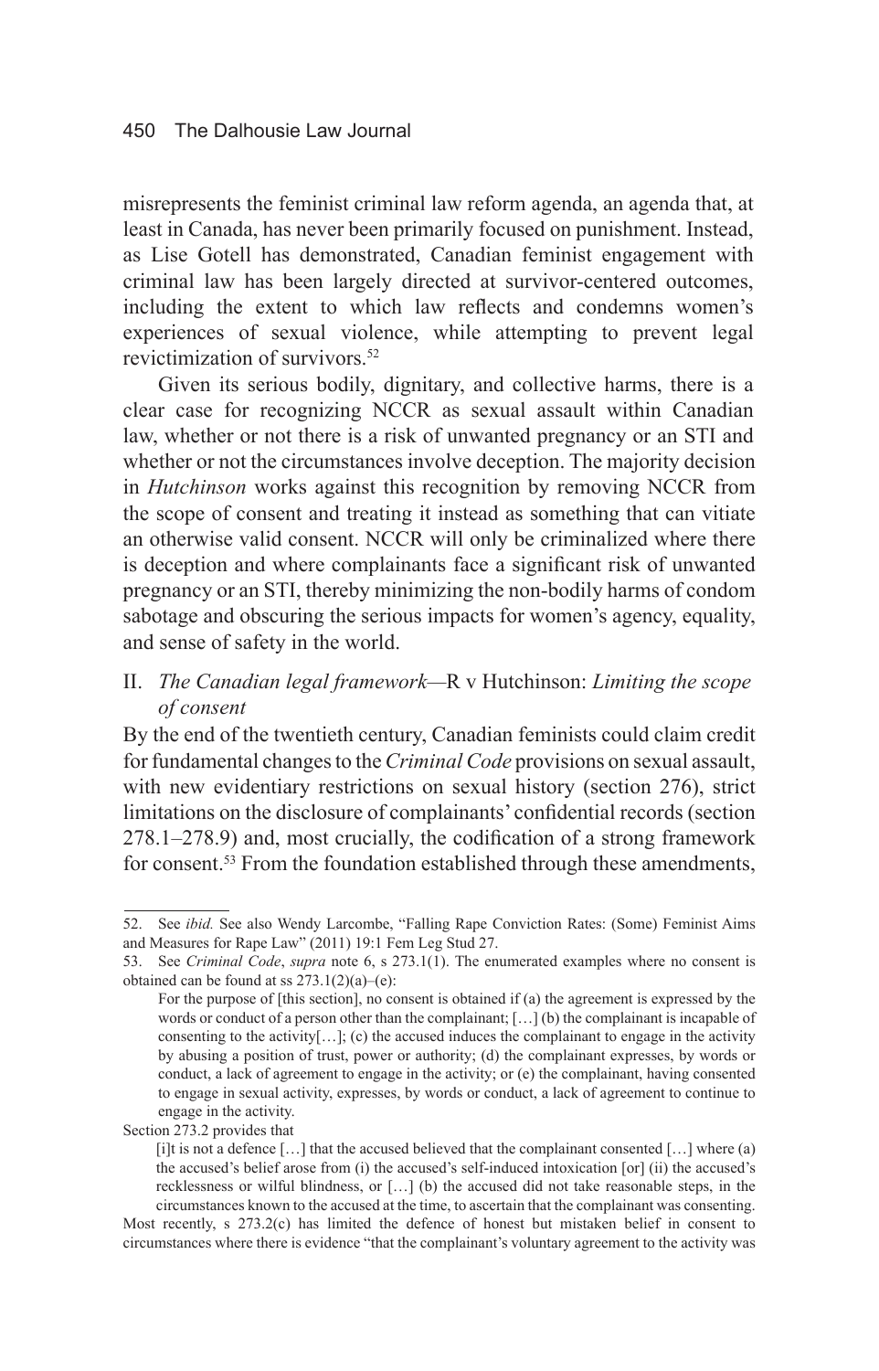misrepresents the feminist criminal law reform agenda, an agenda that, at least in Canada, has never been primarily focused on punishment. Instead, as Lise Gotell has demonstrated, Canadian feminist engagement with criminal law has been largely directed at survivor-centered outcomes, including the extent to which law reflects and condemns women's experiences of sexual violence, while attempting to prevent legal revictimization of survivors.[52]

Given its serious bodily, dignitary, and collective harms, there is a clear case for recognizing NCCR as sexual assault within Canadian law, whether or not there is a risk of unwanted pregnancy or an STI and whether or not the circumstances involve deception. The majority decision in *Hutchinson* works against this recognition by removing NCCR from the scope of consent and treating it instead as something that can vitiate an otherwise valid consent. NCCR will only be criminalized where there is deception and where complainants face a significant risk of unwanted pregnancy or an STI, thereby minimizing the non-bodily harms of condom sabotage and obscuring the serious impacts for women's agency, equality, and sense of safety in the world.

## II. *The Canadian legal framework*—R v Hutchinson: *Limiting the scope of consent*

By the end of the twentieth century, Canadian feminists could claim credit for fundamental changes to the *Criminal Code* provisions on sexual assault, with new evidentiary restrictions on sexual history (section 276), strict limitations on the disclosure of complainants' confidential records (section 278.1–278.9) and, most crucially, the codification of a strong framework for consent.[53] From the foundation established through these amendments,

---

52. See *ibid.* See also Wendy Larcombe, "Falling Rape Conviction Rates: (Some) Feminist Aims and Measures for Rape Law" (2011) 19:1 Fem Leg Stud 27.

53. See *Criminal Code*, *supra* note 6, s 273.1(1). The enumerated examples where no consent is obtained can be found at ss 273.1(2)(a)–(e):

> For the purpose of [this section], no consent is obtained if (a) the agreement is expressed by the words or conduct of a person other than the complainant; […] (b) the complainant is incapable of consenting to the activity[…]; (c) the accused induces the complainant to engage in the activity by abusing a position of trust, power or authority; (d) the complainant expresses, by words or conduct, a lack of agreement to engage in the activity; or (e) the complainant, having consented to engage in sexual activity, expresses, by words or conduct, a lack of agreement to continue to engage in the activity.

Section 273.2 provides that

> [i]t is not a defence […] that the accused believed that the complainant consented […] where (a) the accused's belief arose from (i) the accused's self-induced intoxication [or] (ii) the accused's recklessness or wilful blindness, or […] (b) the accused did not take reasonable steps, in the circumstances known to the accused at the time, to ascertain that the complainant was consenting.

Most recently, s 273.2(c) has limited the defence of honest but mistaken belief in consent to circumstances where there is evidence "that the complainant's voluntary agreement to the activity was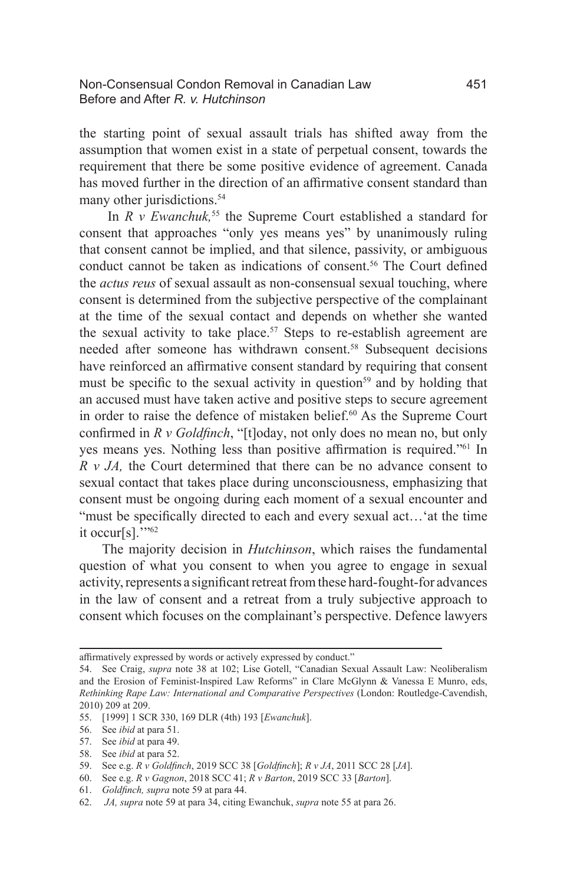the starting point of sexual assault trials has shifted away from the assumption that women exist in a state of perpetual consent, towards the requirement that there be some positive evidence of agreement. Canada has moved further in the direction of an affirmative consent standard than many other jurisdictions.[54]

In *R v Ewanchuk,*[55] the Supreme Court established a standard for consent that approaches "only yes means yes" by unanimously ruling that consent cannot be implied, and that silence, passivity, or ambiguous conduct cannot be taken as indications of consent.[56] The Court defined the *actus reus* of sexual assault as non-consensual sexual touching, where consent is determined from the subjective perspective of the complainant at the time of the sexual contact and depends on whether she wanted the sexual activity to take place.[57] Steps to re-establish agreement are needed after someone has withdrawn consent.[58] Subsequent decisions have reinforced an affirmative consent standard by requiring that consent must be specific to the sexual activity in question[59] and by holding that an accused must have taken active and positive steps to secure agreement in order to raise the defence of mistaken belief.[60] As the Supreme Court confirmed in *R v Goldfinch*, "[t]oday, not only does no mean no, but only yes means yes. Nothing less than positive affirmation is required."[61] In *R v JA,* the Court determined that there can be no advance consent to sexual contact that takes place during unconsciousness, emphasizing that consent must be ongoing during each moment of a sexual encounter and "must be specifically directed to each and every sexual act…'at the time it occur[s].'"[62]

The majority decision in *Hutchinson*, which raises the fundamental question of what you consent to when you agree to engage in sexual activity, represents a significant retreat from these hard-fought-for advances in the law of consent and a retreat from a truly subjective approach to consent which focuses on the complainant's perspective. Defence lawyers

---

affirmatively expressed by words or actively expressed by conduct."

54. See Craig, *supra* note 38 at 102; Lise Gotell, "Canadian Sexual Assault Law: Neoliberalism and the Erosion of Feminist-Inspired Law Reforms" in Clare McGlynn & Vanessa E Munro, eds, *Rethinking Rape Law: International and Comparative Perspectives* (London: Routledge-Cavendish, 2010) 209 at 209.
55. [1999] 1 SCR 330, 169 DLR (4th) 193 [*Ewanchuk*].
56. See *ibid* at para 51.
57. See *ibid* at para 49.
58. See *ibid* at para 52.
59. See e.g. *R v Goldfinch*, 2019 SCC 38 [*Goldfinch*]; *R v JA*, 2011 SCC 28 [*JA*].
60. See e.g. *R v Gagnon*, 2018 SCC 41; *R v Barton*, 2019 SCC 33 [*Barton*].
61. *Goldfinch, supra* note 59 at para 44.
62. *JA, supra* note 59 at para 34, citing Ewanchuk, *supra* note 55 at para 26.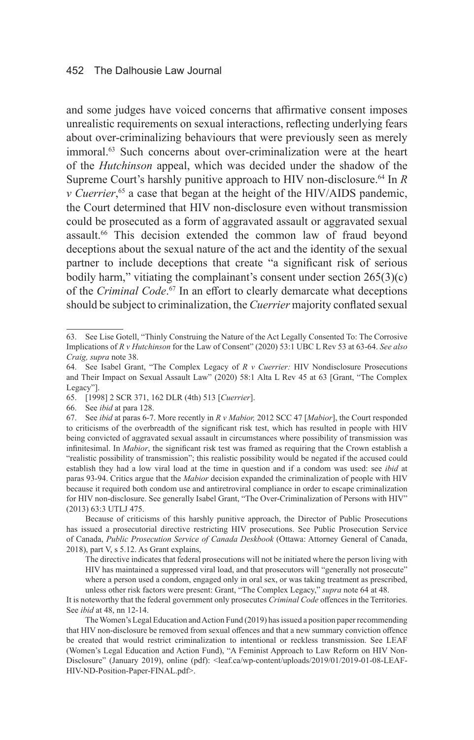and some judges have voiced concerns that affirmative consent imposes unrealistic requirements on sexual interactions, reflecting underlying fears about over-criminalizing behaviours that were previously seen as merely immoral.[63] Such concerns about over-criminalization were at the heart of the *Hutchinson* appeal, which was decided under the shadow of the Supreme Court's harshly punitive approach to HIV non-disclosure.[64] In *R v Cuerrier*,[65] a case that began at the height of the HIV/AIDS pandemic, the Court determined that HIV non-disclosure even without transmission could be prosecuted as a form of aggravated assault or aggravated sexual assault.[66] This decision extended the common law of fraud beyond deceptions about the sexual nature of the act and the identity of the sexual partner to include deceptions that create "a significant risk of serious bodily harm," vitiating the complainant's consent under section 265(3)(c) of the *Criminal Code*.[67] In an effort to clearly demarcate what deceptions should be subject to criminalization, the *Cuerrier* majority conflated sexual

---

63. See Lise Gotell, "Thinly Construing the Nature of the Act Legally Consented To: The Corrosive Implications of *R v Hutchinson* for the Law of Consent" (2020) 53:1 UBC L Rev 53 at 63-64. *See also Craig, supra* note 38.

64. See Isabel Grant, "The Complex Legacy of *R v Cuerrier:* HIV Nondisclosure Prosecutions and Their Impact on Sexual Assault Law" (2020) 58:1 Alta L Rev 45 at 63 [Grant, "The Complex Legacy"].

65. [1998] 2 SCR 371, 162 DLR (4th) 513 [*Cuerrier*].

66. See *ibid* at para 128.

67. See *ibid* at paras 6-7. More recently in *R v Mabior,* 2012 SCC 47 [*Mabior*], the Court responded to criticisms of the overbreadth of the significant risk test, which has resulted in people with HIV being convicted of aggravated sexual assault in circumstances where possibility of transmission was infinitesimal. In *Mabior*, the significant risk test was framed as requiring that the Crown establish a "realistic possibility of transmission"; this realistic possibility would be negated if the accused could establish they had a low viral load at the time in question and if a condom was used: see *ibid* at paras 93-94. Critics argue that the *Mabior* decision expanded the criminalization of people with HIV because it required both condom use and antiretroviral compliance in order to escape criminalization for HIV non-disclosure. See generally Isabel Grant, "The Over-Criminalization of Persons with HIV" (2013) 63:3 UTLJ 475.

Because of criticisms of this harshly punitive approach, the Director of Public Prosecutions has issued a prosecutorial directive restricting HIV prosecutions. See Public Prosecution Service of Canada, *Public Prosecution Service of Canada Deskbook* (Ottawa: Attorney General of Canada, 2018), part V, s 5.12. As Grant explains,

> The directive indicates that federal prosecutions will not be initiated where the person living with HIV has maintained a suppressed viral load, and that prosecutors will "generally not prosecute" where a person used a condom, engaged only in oral sex, or was taking treatment as prescribed, unless other risk factors were present: Grant, "The Complex Legacy," *supra* note 64 at 48.

It is noteworthy that the federal government only prosecutes *Criminal Code* offences in the Territories. See *ibid* at 48, nn 12-14.

The Women's Legal Education and Action Fund (2019) has issued a position paper recommending that HIV non-disclosure be removed from sexual offences and that a new summary conviction offence be created that would restrict criminalization to intentional or reckless transmission. See LEAF (Women's Legal Education and Action Fund), "A Feminist Approach to Law Reform on HIV Non-Disclosure" (January 2019), online (pdf): <leaf.ca/wp-content/uploads/2019/01/2019-01-08-LEAF-HIV-ND-Position-Paper-FINAL.pdf>.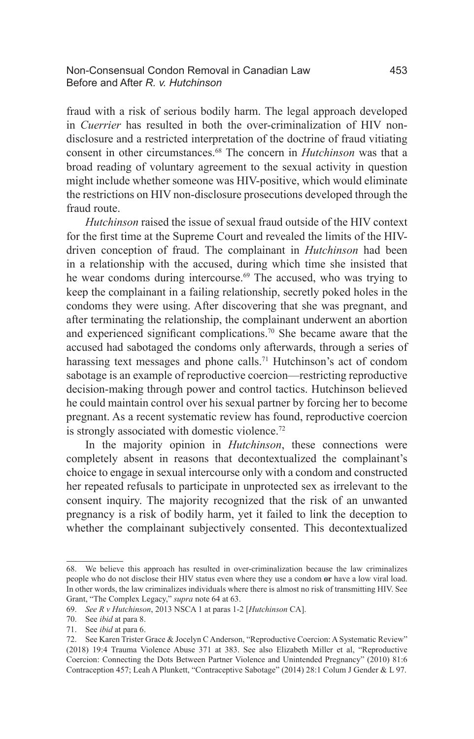fraud with a risk of serious bodily harm. The legal approach developed in *Cuerrier* has resulted in both the over-criminalization of HIV non-disclosure and a restricted interpretation of the doctrine of fraud vitiating consent in other circumstances.[68] The concern in *Hutchinson* was that a broad reading of voluntary agreement to the sexual activity in question might include whether someone was HIV-positive, which would eliminate the restrictions on HIV non-disclosure prosecutions developed through the fraud route.

*Hutchinson* raised the issue of sexual fraud outside of the HIV context for the first time at the Supreme Court and revealed the limits of the HIV-driven conception of fraud. The complainant in *Hutchinson* had been in a relationship with the accused, during which time she insisted that he wear condoms during intercourse.[69] The accused, who was trying to keep the complainant in a failing relationship, secretly poked holes in the condoms they were using. After discovering that she was pregnant, and after terminating the relationship, the complainant underwent an abortion and experienced significant complications.[70] She became aware that the accused had sabotaged the condoms only afterwards, through a series of harassing text messages and phone calls.[71] Hutchinson's act of condom sabotage is an example of reproductive coercion—restricting reproductive decision-making through power and control tactics. Hutchinson believed he could maintain control over his sexual partner by forcing her to become pregnant. As a recent systematic review has found, reproductive coercion is strongly associated with domestic violence.[72]

In the majority opinion in *Hutchinson*, these connections were completely absent in reasons that decontextualized the complainant's choice to engage in sexual intercourse only with a condom and constructed her repeated refusals to participate in unprotected sex as irrelevant to the consent inquiry. The majority recognized that the risk of an unwanted pregnancy is a risk of bodily harm, yet it failed to link the deception to whether the complainant subjectively consented. This decontextualized

---

68. We believe this approach has resulted in over-criminalization because the law criminalizes people who do not disclose their HIV status even where they use a condom **or** have a low viral load. In other words, the law criminalizes individuals where there is almost no risk of transmitting HIV. See Grant, "The Complex Legacy," *supra* note 64 at 63.

69. *See R v Hutchinson*, 2013 NSCA 1 at paras 1-2 [*Hutchinson* CA].

70. See *ibid* at para 8.

71. See *ibid* at para 6.

72. See Karen Trister Grace & Jocelyn C Anderson, "Reproductive Coercion: A Systematic Review" (2018) 19:4 Trauma Violence Abuse 371 at 383. See also Elizabeth Miller et al, "Reproductive Coercion: Connecting the Dots Between Partner Violence and Unintended Pregnancy" (2010) 81:6 Contraception 457; Leah A Plunkett, "Contraceptive Sabotage" (2014) 28:1 Colum J Gender & L 97.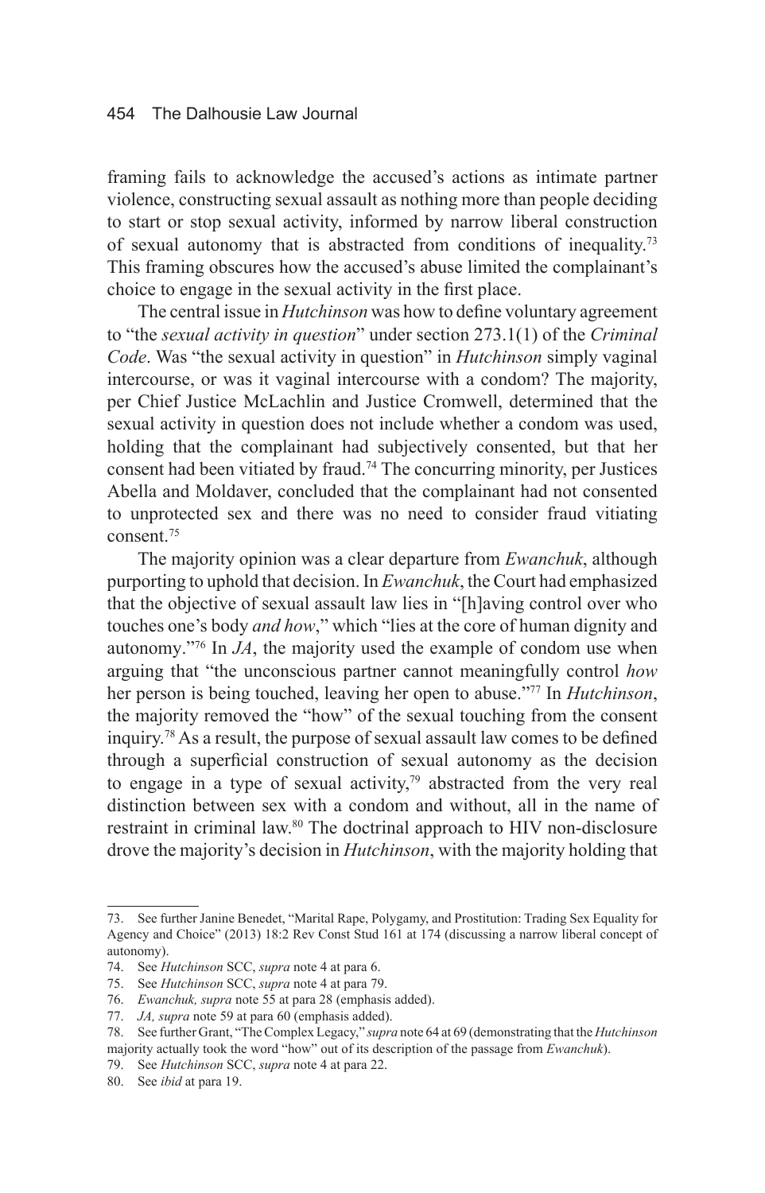framing fails to acknowledge the accused's actions as intimate partner violence, constructing sexual assault as nothing more than people deciding to start or stop sexual activity, informed by narrow liberal construction of sexual autonomy that is abstracted from conditions of inequality.[73] This framing obscures how the accused's abuse limited the complainant's choice to engage in the sexual activity in the first place.

The central issue in *Hutchinson* was how to define voluntary agreement to "the *sexual activity in question*" under section 273.1(1) of the *Criminal Code*. Was "the sexual activity in question" in *Hutchinson* simply vaginal intercourse, or was it vaginal intercourse with a condom? The majority, per Chief Justice McLachlin and Justice Cromwell, determined that the sexual activity in question does not include whether a condom was used, holding that the complainant had subjectively consented, but that her consent had been vitiated by fraud.[74] The concurring minority, per Justices Abella and Moldaver, concluded that the complainant had not consented to unprotected sex and there was no need to consider fraud vitiating consent.[75]

The majority opinion was a clear departure from *Ewanchuk*, although purporting to uphold that decision. In *Ewanchuk*, the Court had emphasized that the objective of sexual assault law lies in "[h]aving control over who touches one's body *and how*," which "lies at the core of human dignity and autonomy."[76] In *JA*, the majority used the example of condom use when arguing that "the unconscious partner cannot meaningfully control *how* her person is being touched, leaving her open to abuse."[77] In *Hutchinson*, the majority removed the "how" of the sexual touching from the consent inquiry.[78] As a result, the purpose of sexual assault law comes to be defined through a superficial construction of sexual autonomy as the decision to engage in a type of sexual activity,[79] abstracted from the very real distinction between sex with a condom and without, all in the name of restraint in criminal law.[80] The doctrinal approach to HIV non-disclosure drove the majority's decision in *Hutchinson*, with the majority holding that

---

73. See further Janine Benedet, "Marital Rape, Polygamy, and Prostitution: Trading Sex Equality for Agency and Choice" (2013) 18:2 Rev Const Stud 161 at 174 (discussing a narrow liberal concept of autonomy).

74. See *Hutchinson* SCC, *supra* note 4 at para 6.

75. See *Hutchinson* SCC, *supra* note 4 at para 79.

76. *Ewanchuk, supra* note 55 at para 28 (emphasis added).

77. *JA, supra* note 59 at para 60 (emphasis added).

78. See further Grant, "The Complex Legacy," *supra* note 64 at 69 (demonstrating that the *Hutchinson* majority actually took the word "how" out of its description of the passage from *Ewanchuk*).

79. See *Hutchinson* SCC, *supra* note 4 at para 22.

80. See *ibid* at para 19.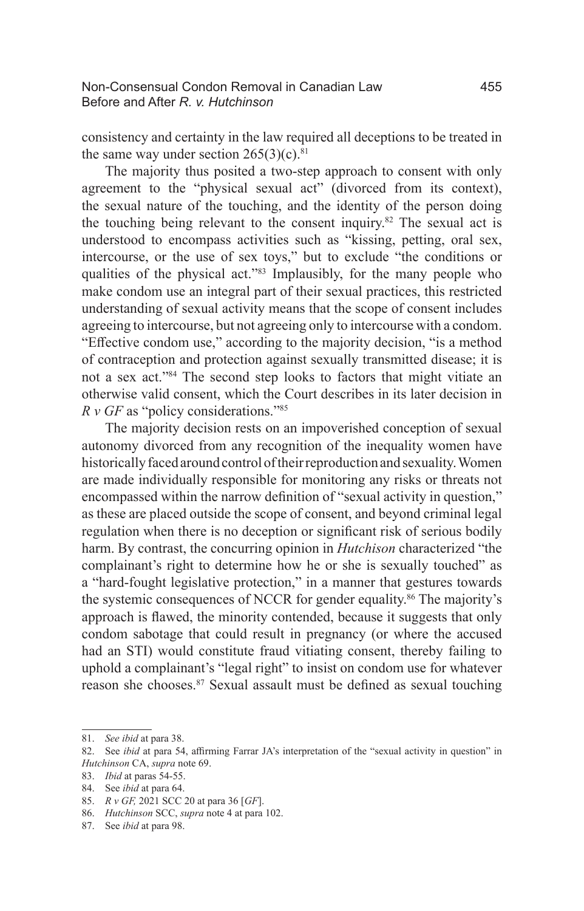consistency and certainty in the law required all deceptions to be treated in the same way under section 265(3)(c).[81]

The majority thus posited a two-step approach to consent with only agreement to the "physical sexual act" (divorced from its context), the sexual nature of the touching, and the identity of the person doing the touching being relevant to the consent inquiry.[82] The sexual act is understood to encompass activities such as "kissing, petting, oral sex, intercourse, or the use of sex toys," but to exclude "the conditions or qualities of the physical act."[83] Implausibly, for the many people who make condom use an integral part of their sexual practices, this restricted understanding of sexual activity means that the scope of consent includes agreeing to intercourse, but not agreeing only to intercourse with a condom. "Effective condom use," according to the majority decision, "is a method of contraception and protection against sexually transmitted disease; it is not a sex act."[84] The second step looks to factors that might vitiate an otherwise valid consent, which the Court describes in its later decision in *R v GF* as "policy considerations."[85]

The majority decision rests on an impoverished conception of sexual autonomy divorced from any recognition of the inequality women have historically faced around control of their reproduction and sexuality. Women are made individually responsible for monitoring any risks or threats not encompassed within the narrow definition of "sexual activity in question," as these are placed outside the scope of consent, and beyond criminal legal regulation when there is no deception or significant risk of serious bodily harm. By contrast, the concurring opinion in *Hutchison* characterized "the complainant's right to determine how he or she is sexually touched" as a "hard-fought legislative protection," in a manner that gestures towards the systemic consequences of NCCR for gender equality.[86] The majority's approach is flawed, the minority contended, because it suggests that only condom sabotage that could result in pregnancy (or where the accused had an STI) would constitute fraud vitiating consent, thereby failing to uphold a complainant's "legal right" to insist on condom use for whatever reason she chooses.[87] Sexual assault must be defined as sexual touching

---

81. *See ibid* at para 38.

82. See *ibid* at para 54, affirming Farrar JA's interpretation of the "sexual activity in question" in *Hutchison* CA, *supra* note 69.

83. *Ibid* at paras 54-55.

84. See *ibid* at para 64.

85. *R v GF,* 2021 SCC 20 at para 36 [*GF*].

86. *Hutchison* SCC, *supra* note 4 at para 102.

87. See *ibid* at para 98.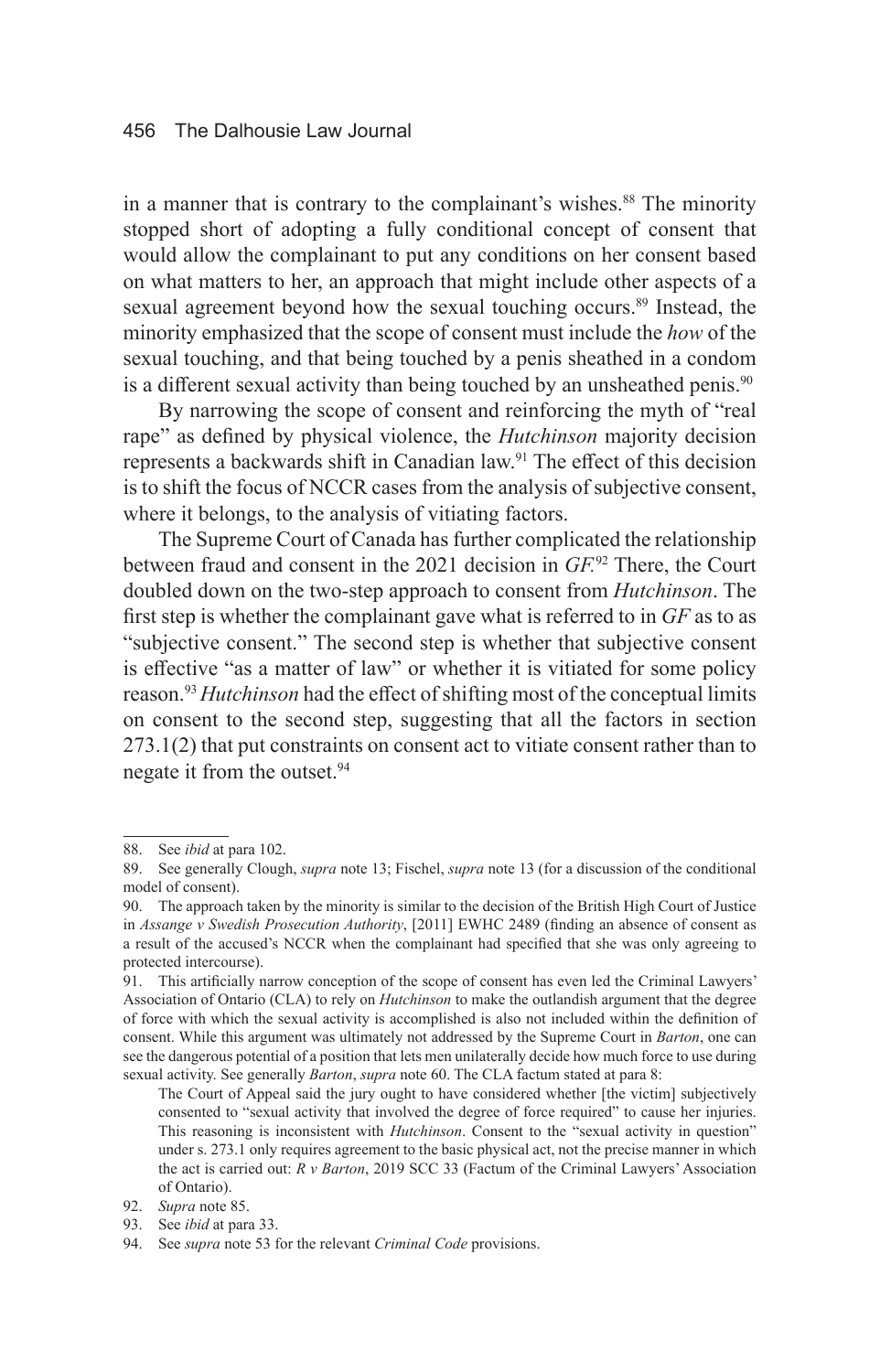in a manner that is contrary to the complainant's wishes.[88] The minority stopped short of adopting a fully conditional concept of consent that would allow the complainant to put any conditions on her consent based on what matters to her, an approach that might include other aspects of a sexual agreement beyond how the sexual touching occurs.[89] Instead, the minority emphasized that the scope of consent must include the *how* of the sexual touching, and that being touched by a penis sheathed in a condom is a different sexual activity than being touched by an unsheathed penis.[90]

By narrowing the scope of consent and reinforcing the myth of "real rape" as defined by physical violence, the *Hutchinson* majority decision represents a backwards shift in Canadian law.[91] The effect of this decision is to shift the focus of NCCR cases from the analysis of subjective consent, where it belongs, to the analysis of vitiating factors.

The Supreme Court of Canada has further complicated the relationship between fraud and consent in the 2021 decision in *GF*.[92] There, the Court doubled down on the two-step approach to consent from *Hutchinson*. The first step is whether the complainant gave what is referred to in *GF* as to as "subjective consent." The second step is whether that subjective consent is effective "as a matter of law" or whether it is vitiated for some policy reason.[93] *Hutchinson* had the effect of shifting most of the conceptual limits on consent to the second step, suggesting that all the factors in section 273.1(2) that put constraints on consent act to vitiate consent rather than to negate it from the outset.[94]

---

88. See *ibid* at para 102.

89. See generally Clough, *supra* note 13; Fischel, *supra* note 13 (for a discussion of the conditional model of consent).

90. The approach taken by the minority is similar to the decision of the British High Court of Justice in *Assange v Swedish Prosecution Authority*, [2011] EWHC 2489 (finding an absence of consent as a result of the accused's NCCR when the complainant had specified that she was only agreeing to protected intercourse).

91. This artificially narrow conception of the scope of consent has even led the Criminal Lawyers' Association of Ontario (CLA) to rely on *Hutchinson* to make the outlandish argument that the degree of force with which the sexual activity is accomplished is also not included within the definition of consent. While this argument was ultimately not addressed by the Supreme Court in *Barton*, one can see the dangerous potential of a position that lets men unilaterally decide how much force to use during sexual activity. See generally *Barton*, *supra* note 60. The CLA factum stated at para 8:

> The Court of Appeal said the jury ought to have considered whether [the victim] subjectively consented to "sexual activity that involved the degree of force required" to cause her injuries. This reasoning is inconsistent with *Hutchinson*. Consent to the "sexual activity in question" under s. 273.1 only requires agreement to the basic physical act, not the precise manner in which the act is carried out: *R v Barton*, 2019 SCC 33 (Factum of the Criminal Lawyers' Association of Ontario).

92. *Supra* note 85.

93. See *ibid* at para 33.

94. See *supra* note 53 for the relevant *Criminal Code* provisions.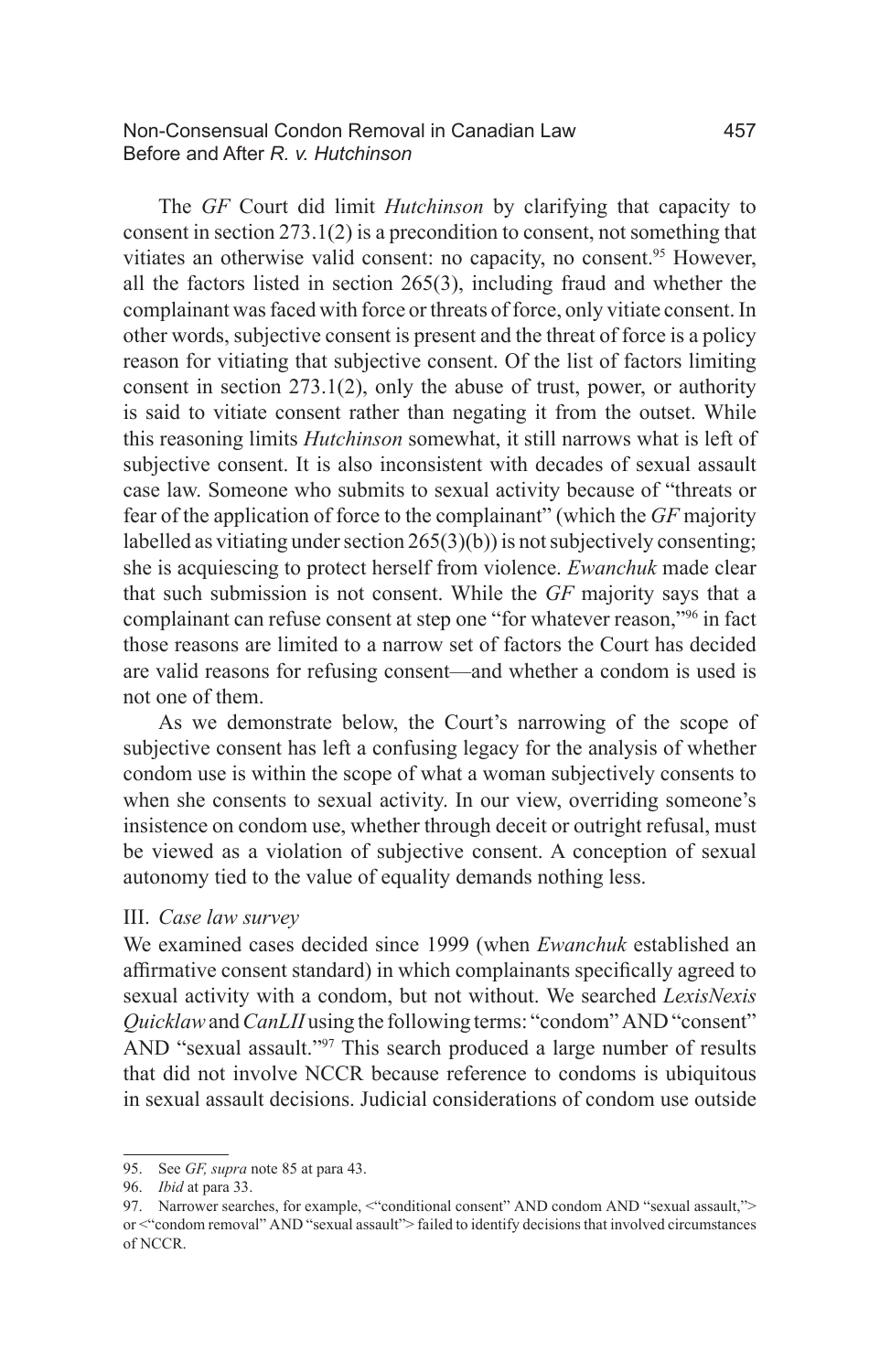The *GF* Court did limit *Hutchinson* by clarifying that capacity to consent in section 273.1(2) is a precondition to consent, not something that vitiates an otherwise valid consent: no capacity, no consent.[95] However, all the factors listed in section 265(3), including fraud and whether the complainant was faced with force or threats of force, only vitiate consent. In other words, subjective consent is present and the threat of force is a policy reason for vitiating that subjective consent. Of the list of factors limiting consent in section 273.1(2), only the abuse of trust, power, or authority is said to vitiate consent rather than negating it from the outset. While this reasoning limits *Hutchinson* somewhat, it still narrows what is left of subjective consent. It is also inconsistent with decades of sexual assault case law. Someone who submits to sexual activity because of "threats or fear of the application of force to the complainant" (which the *GF* majority labelled as vitiating under section 265(3)(b)) is not subjectively consenting; she is acquiescing to protect herself from violence. *Ewanchuk* made clear that such submission is not consent. While the *GF* majority says that a complainant can refuse consent at step one "for whatever reason,"[96] in fact those reasons are limited to a narrow set of factors the Court has decided are valid reasons for refusing consent—and whether a condom is used is not one of them.

As we demonstrate below, the Court's narrowing of the scope of subjective consent has left a confusing legacy for the analysis of whether condom use is within the scope of what a woman subjectively consents to when she consents to sexual activity. In our view, overriding someone's insistence on condom use, whether through deceit or outright refusal, must be viewed as a violation of subjective consent. A conception of sexual autonomy tied to the value of equality demands nothing less.

### III. *Case law survey*

We examined cases decided since 1999 (when *Ewanchuk* established an affirmative consent standard) in which complainants specifically agreed to sexual activity with a condom, but not without. We searched *LexisNexis Quicklaw* and *CanLII* using the following terms: "condom" AND "consent" AND "sexual assault."[97] This search produced a large number of results that did not involve NCCR because reference to condoms is ubiquitous in sexual assault decisions. Judicial considerations of condom use outside

---

95. See *GF, supra* note 85 at para 43.

96. *Ibid* at para 33.

97. Narrower searches, for example, <"conditional consent" AND condom AND "sexual assault,"> or <"condom removal" AND "sexual assault"> failed to identify decisions that involved circumstances of NCCR.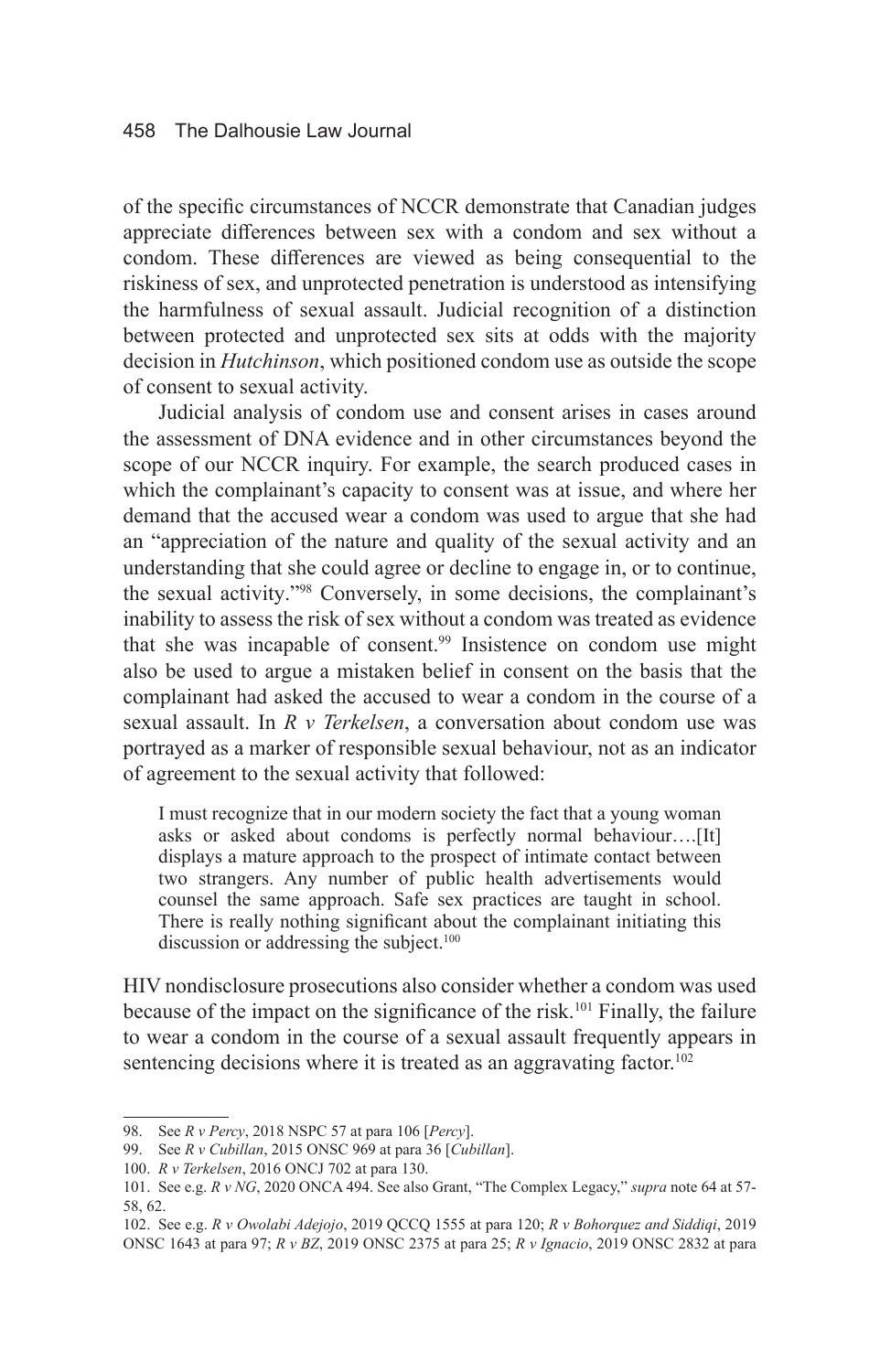of the specific circumstances of NCCR demonstrate that Canadian judges appreciate differences between sex with a condom and sex without a condom. These differences are viewed as being consequential to the riskiness of sex, and unprotected penetration is understood as intensifying the harmfulness of sexual assault. Judicial recognition of a distinction between protected and unprotected sex sits at odds with the majority decision in *Hutchinson*, which positioned condom use as outside the scope of consent to sexual activity.

Judicial analysis of condom use and consent arises in cases around the assessment of DNA evidence and in other circumstances beyond the scope of our NCCR inquiry. For example, the search produced cases in which the complainant's capacity to consent was at issue, and where her demand that the accused wear a condom was used to argue that she had an "appreciation of the nature and quality of the sexual activity and an understanding that she could agree or decline to engage in, or to continue, the sexual activity."[98] Conversely, in some decisions, the complainant's inability to assess the risk of sex without a condom was treated as evidence that she was incapable of consent.[99] Insistence on condom use might also be used to argue a mistaken belief in consent on the basis that the complainant had asked the accused to wear a condom in the course of a sexual assault. In *R v Terkelsen*, a conversation about condom use was portrayed as a marker of responsible sexual behaviour, not as an indicator of agreement to the sexual activity that followed:

> I must recognize that in our modern society the fact that a young woman asks or asked about condoms is perfectly normal behaviour….[It] displays a mature approach to the prospect of intimate contact between two strangers. Any number of public health advertisements would counsel the same approach. Safe sex practices are taught in school. There is really nothing significant about the complainant initiating this discussion or addressing the subject.[100]

HIV nondisclosure prosecutions also consider whether a condom was used because of the impact on the significance of the risk.[101] Finally, the failure to wear a condom in the course of a sexual assault frequently appears in sentencing decisions where it is treated as an aggravating factor.[102]

---

98. See *R v Percy*, 2018 NSPC 57 at para 106 [*Percy*].
99. See *R v Cubillan*, 2015 ONSC 969 at para 36 [*Cubillan*].
100. *R v Terkelsen*, 2016 ONCJ 702 at para 130.
101. See e.g. *R v NG*, 2020 ONCA 494. See also Grant, "The Complex Legacy," *supra* note 64 at 57-58, 62.
102. See e.g. *R v Owolabi Adejojo*, 2019 QCCQ 1555 at para 120; *R v Bohorquez and Siddiqi*, 2019 ONSC 1643 at para 97; *R v BZ*, 2019 ONSC 2375 at para 25; *R v Ignacio*, 2019 ONSC 2832 at para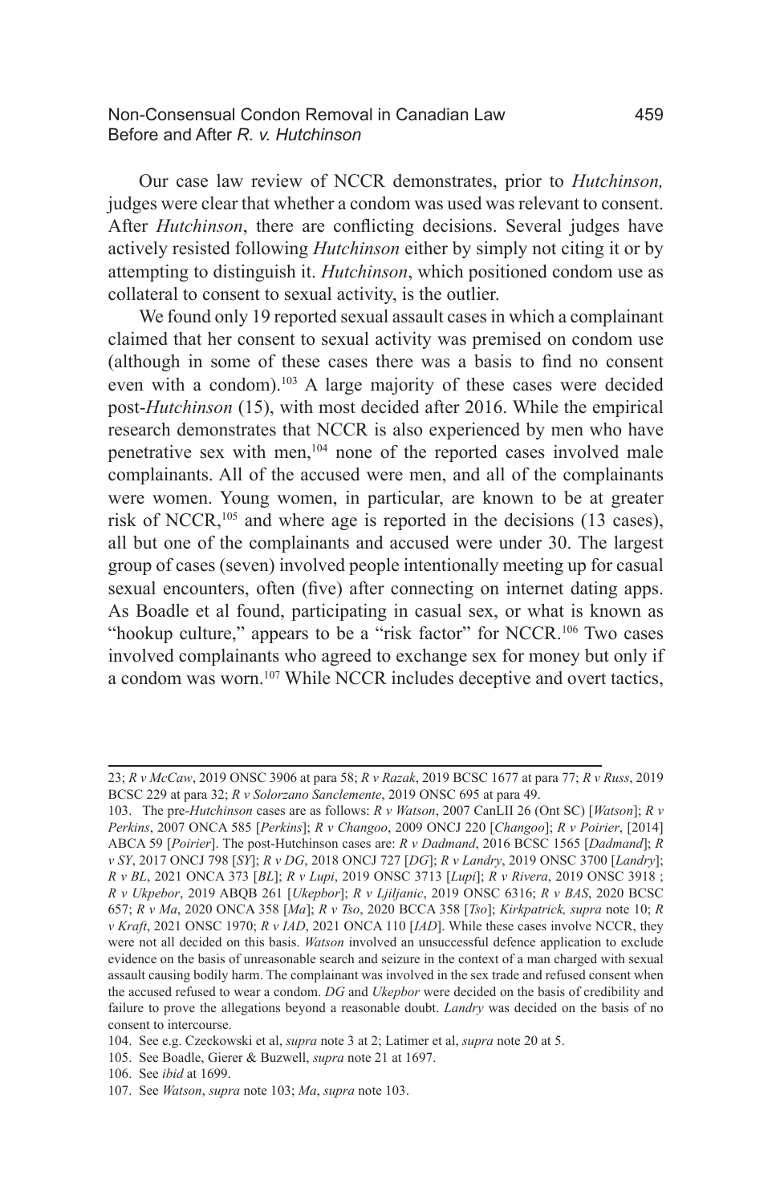Our case law review of NCCR demonstrates, prior to *Hutchinson,* judges were clear that whether a condom was used was relevant to consent. After *Hutchinson*, there are conflicting decisions. Several judges have actively resisted following *Hutchinson* either by simply not citing it or by attempting to distinguish it. *Hutchinson*, which positioned condom use as collateral to consent to sexual activity, is the outlier.

We found only 19 reported sexual assault cases in which a complainant claimed that her consent to sexual activity was premised on condom use (although in some of these cases there was a basis to find no consent even with a condom).[103] A large majority of these cases were decided post-*Hutchinson* (15), with most decided after 2016. While the empirical research demonstrates that NCCR is also experienced by men who have penetrative sex with men,[104] none of the reported cases involved male complainants. All of the accused were men, and all of the complainants were women. Young women, in particular, are known to be at greater risk of NCCR,[105] and where age is reported in the decisions (13 cases), all but one of the complainants and accused were under 30. The largest group of cases (seven) involved people intentionally meeting up for casual sexual encounters, often (five) after connecting on internet dating apps. As Boadle et al found, participating in casual sex, or what is known as "hookup culture," appears to be a "risk factor" for NCCR.[106] Two cases involved complainants who agreed to exchange sex for money but only if a condom was worn.[107] While NCCR includes deceptive and overt tactics,

---

23; *R v McCaw*, 2019 ONSC 3906 at para 58; *R v Razak*, 2019 BCSC 1677 at para 77; *R v Russ*, 2019 BCSC 229 at para 32; *R v Solorzano Sanclemente*, 2019 ONSC 695 at para 49.

103. The pre-*Hutchinson* cases are as follows: *R v Watson*, 2007 CanLII 26 (Ont SC) [*Watson*]; *R v Perkins*, 2007 ONCA 585 [*Perkins*]; *R v Changoo*, 2009 ONCJ 220 [*Changoo*]; *R v Poirier*, [2014] ABCA 59 [*Poirier*]. The post-Hutchinson cases are: *R v Dadmand*, 2016 BCSC 1565 [*Dadmand*]; *R v SY*, 2017 ONCJ 798 [*SY*]; *R v DG*, 2018 ONCJ 727 [*DG*]; *R v Landry*, 2019 ONSC 3700 [*Landry*]; *R v BL*, 2021 ONCA 373 [*BL*]; *R v Lupi*, 2019 ONSC 3713 [*Lupi*]; *R v Rivera*, 2019 ONSC 3918 ; *R v Ukpebor*, 2019 ABQB 261 [*Ukepbor*]; *R v Ljiljanic*, 2019 ONSC 6316; *R v BAS*, 2020 BCSC 657; *R v Ma*, 2020 ONCA 358 [*Ma*]; *R v Tso*, 2020 BCCA 358 [*Tso*]; *Kirkpatrick, supra* note 10; *R v Kraft*, 2021 ONSC 1970; *R v IAD*, 2021 ONCA 110 [*IAD*]. While these cases involve NCCR, they were not all decided on this basis. *Watson* involved an unsuccessful defence application to exclude evidence on the basis of unreasonable search and seizure in the context of a man charged with sexual assault causing bodily harm. The complainant was involved in the sex trade and refused consent when the accused refused to wear a condom. *DG* and *Ukepbor* were decided on the basis of credibility and failure to prove the allegations beyond a reasonable doubt. *Landry* was decided on the basis of no consent to intercourse.

104. See e.g. Czeckowski et al, *supra* note 3 at 2; Latimer et al, *supra* note 20 at 5.

105. See Boadle, Gierer & Buzwell, *supra* note 21 at 1697.

106. See *ibid* at 1699.

107. See *Watson*, *supra* note 103; *Ma*, *supra* note 103.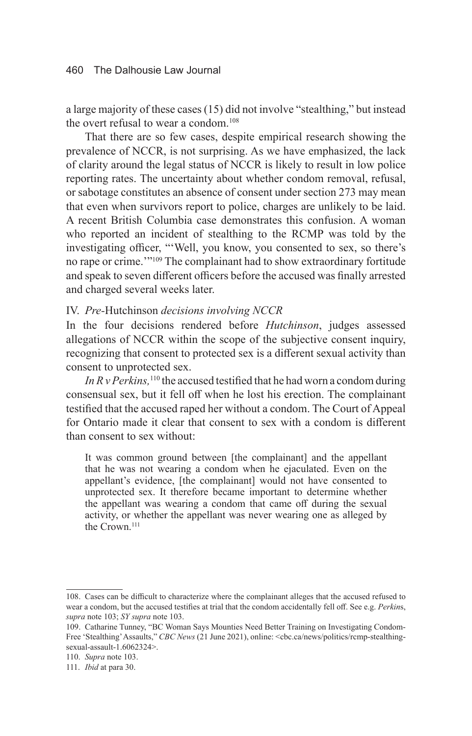a large majority of these cases (15) did not involve "stealthing," but instead the overt refusal to wear a condom.[108]

That there are so few cases, despite empirical research showing the prevalence of NCCR, is not surprising. As we have emphasized, the lack of clarity around the legal status of NCCR is likely to result in low police reporting rates. The uncertainty about whether condom removal, refusal, or sabotage constitutes an absence of consent under section 273 may mean that even when survivors report to police, charges are unlikely to be laid. A recent British Columbia case demonstrates this confusion. A woman who reported an incident of stealthing to the RCMP was told by the investigating officer, "'Well, you know, you consented to sex, so there's no rape or crime.'"[109] The complainant had to show extraordinary fortitude and speak to seven different officers before the accused was finally arrested and charged several weeks later.

## IV. *Pre-*Hutchinson *decisions involving NCCR*

In the four decisions rendered before *Hutchinson*, judges assessed allegations of NCCR within the scope of the subjective consent inquiry, recognizing that consent to protected sex is a different sexual activity than consent to unprotected sex.

*In R v Perkins,*[110] the accused testified that he had worn a condom during consensual sex, but it fell off when he lost his erection. The complainant testified that the accused raped her without a condom. The Court of Appeal for Ontario made it clear that consent to sex with a condom is different than consent to sex without:

> It was common ground between [the complainant] and the appellant that he was not wearing a condom when he ejaculated. Even on the appellant's evidence, [the complainant] would not have consented to unprotected sex. It therefore became important to determine whether the appellant was wearing a condom that came off during the sexual activity, or whether the appellant was never wearing one as alleged by the Crown.[111]

---

108. Cases can be difficult to characterize where the complainant alleges that the accused refused to wear a condom, but the accused testifies at trial that the condom accidentally fell off. See e.g. *Perkins*, *supra* note 103; *SY supra* note 103.

109. Catharine Tunney, "BC Woman Says Mounties Need Better Training on Investigating Condom-Free 'Stealthing' Assaults," *CBC News* (21 June 2021), online: <cbc.ca/news/politics/rcmp-stealthing-sexual-assault-1.6062324>.

110. *Supra* note 103.

111. *Ibid* at para 30.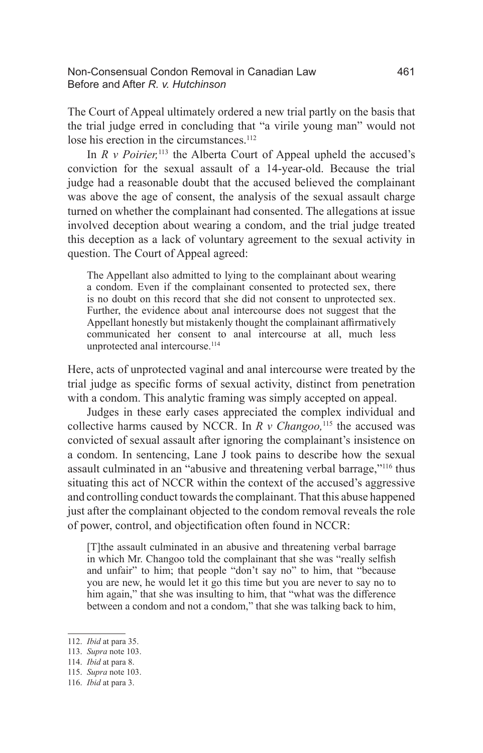The Court of Appeal ultimately ordered a new trial partly on the basis that the trial judge erred in concluding that "a virile young man" would not lose his erection in the circumstances.[112]

In *R v Poirier,*[113] the Alberta Court of Appeal upheld the accused's conviction for the sexual assault of a 14-year-old. Because the trial judge had a reasonable doubt that the accused believed the complainant was above the age of consent, the analysis of the sexual assault charge turned on whether the complainant had consented. The allegations at issue involved deception about wearing a condom, and the trial judge treated this deception as a lack of voluntary agreement to the sexual activity in question. The Court of Appeal agreed:

> The Appellant also admitted to lying to the complainant about wearing a condom. Even if the complainant consented to protected sex, there is no doubt on this record that she did not consent to unprotected sex. Further, the evidence about anal intercourse does not suggest that the Appellant honestly but mistakenly thought the complainant affirmatively communicated her consent to anal intercourse at all, much less unprotected anal intercourse.[114]

Here, acts of unprotected vaginal and anal intercourse were treated by the trial judge as specific forms of sexual activity, distinct from penetration with a condom. This analytic framing was simply accepted on appeal.

Judges in these early cases appreciated the complex individual and collective harms caused by NCCR. In *R v Changoo,*[115] the accused was convicted of sexual assault after ignoring the complainant's insistence on a condom. In sentencing, Lane J took pains to describe how the sexual assault culminated in an "abusive and threatening verbal barrage,"[116] thus situating this act of NCCR within the context of the accused's aggressive and controlling conduct towards the complainant. That this abuse happened just after the complainant objected to the condom removal reveals the role of power, control, and objectification often found in NCCR:

> [T]he assault culminated in an abusive and threatening verbal barrage in which Mr. Changoo told the complainant that she was "really selfish and unfair" to him; that people "don't say no" to him, that "because you are new, he would let it go this time but you are never to say no to him again," that she was insulting to him, that "what was the difference between a condom and not a condom," that she was talking back to him,

---

112. *Ibid* at para 35.
113. *Supra* note 103.
114. *Ibid* at para 8.
115. *Supra* note 103.
116. *Ibid* at para 3.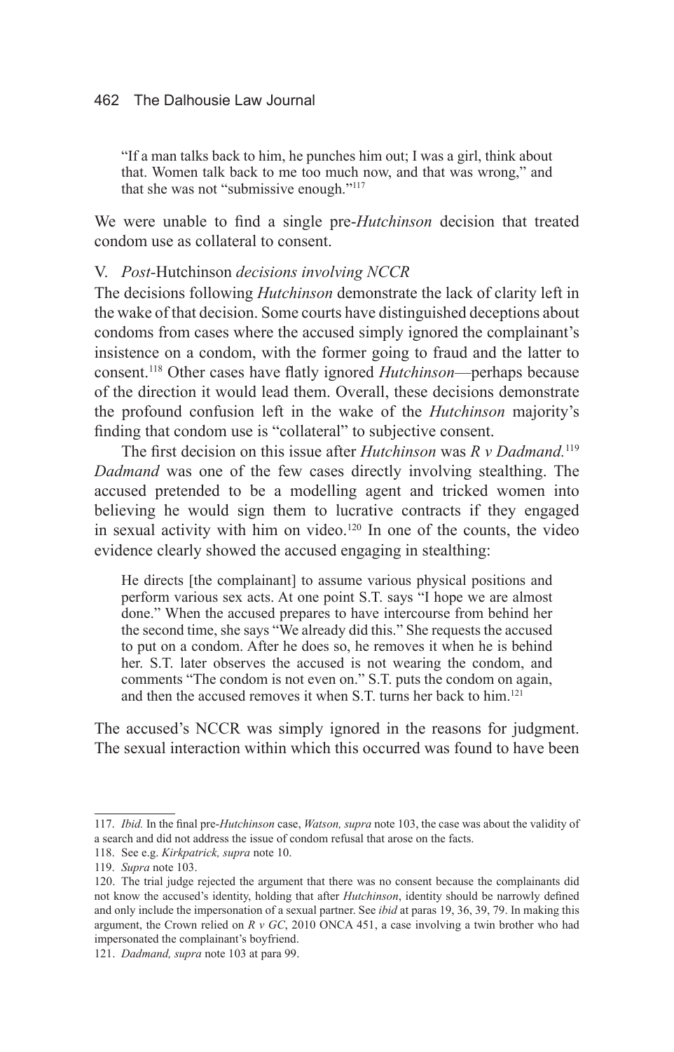> "If a man talks back to him, he punches him out; I was a girl, think about that. Women talk back to me too much now, and that was wrong," and that she was not "submissive enough."[117]

We were unable to find a single pre-*Hutchinson* decision that treated condom use as collateral to consent.

### V. *Post-*Hutchinson *decisions involving NCCR*

The decisions following *Hutchinson* demonstrate the lack of clarity left in the wake of that decision. Some courts have distinguished deceptions about condoms from cases where the accused simply ignored the complainant's insistence on a condom, with the former going to fraud and the latter to consent.[118] Other cases have flatly ignored *Hutchinson*—perhaps because of the direction it would lead them. Overall, these decisions demonstrate the profound confusion left in the wake of the *Hutchinson* majority's finding that condom use is "collateral" to subjective consent.

The first decision on this issue after *Hutchinson* was *R v Dadmand.*[119] *Dadmand* was one of the few cases directly involving stealthing. The accused pretended to be a modelling agent and tricked women into believing he would sign them to lucrative contracts if they engaged in sexual activity with him on video.[120] In one of the counts, the video evidence clearly showed the accused engaging in stealthing:

> He directs [the complainant] to assume various physical positions and perform various sex acts. At one point S.T. says "I hope we are almost done." When the accused prepares to have intercourse from behind her the second time, she says "We already did this." She requests the accused to put on a condom. After he does so, he removes it when he is behind her. S.T. later observes the accused is not wearing the condom, and comments "The condom is not even on." S.T. puts the condom on again, and then the accused removes it when S.T. turns her back to him.[121]

The accused's NCCR was simply ignored in the reasons for judgment. The sexual interaction within which this occurred was found to have been

---

117. *Ibid.* In the final pre-*Hutchinson* case, *Watson, supra* note 103, the case was about the validity of a search and did not address the issue of condom refusal that arose on the facts.

118. See e.g. *Kirkpatrick, supra* note 10.

119. *Supra* note 103.

120. The trial judge rejected the argument that there was no consent because the complainants did not know the accused's identity, holding that after *Hutchinson*, identity should be narrowly defined and only include the impersonation of a sexual partner. See *ibid* at paras 19, 36, 39, 79. In making this argument, the Crown relied on *R v GC*, 2010 ONCA 451, a case involving a twin brother who had impersonated the complainant's boyfriend.

121. *Dadmand, supra* note 103 at para 99.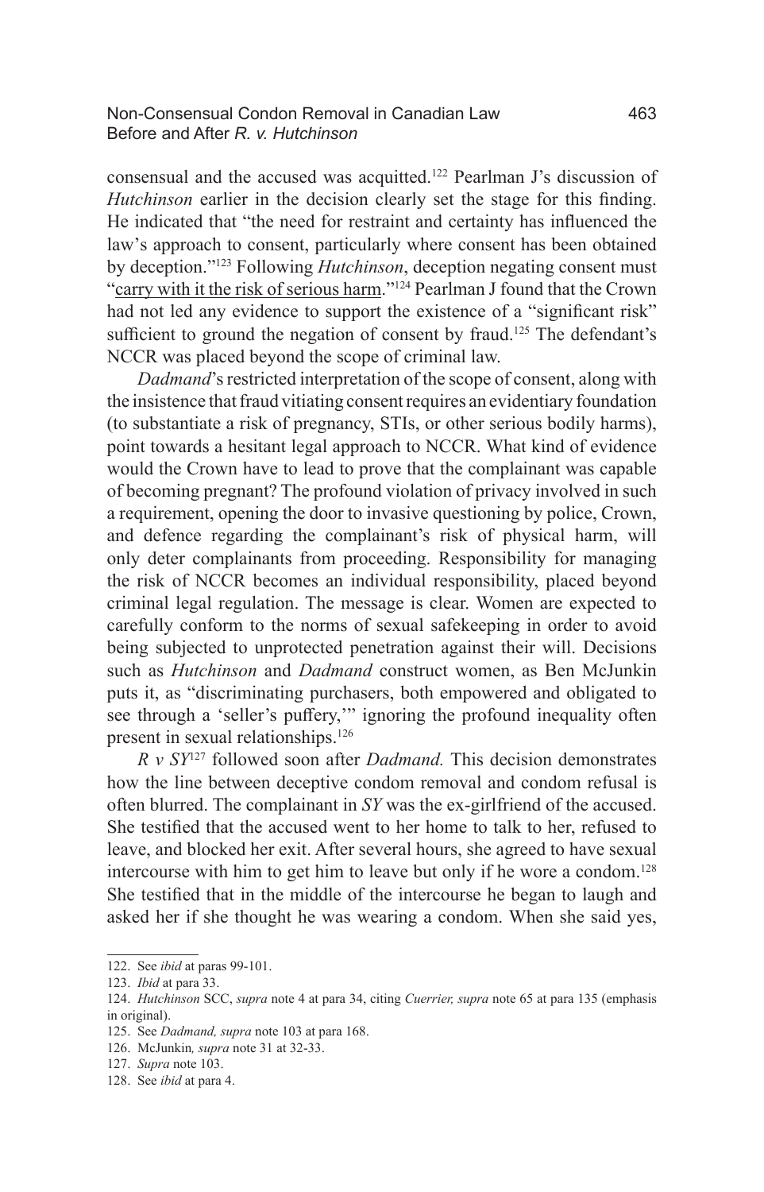consensual and the accused was acquitted.[122] Pearlman J's discussion of *Hutchinson* earlier in the decision clearly set the stage for this finding. He indicated that "the need for restraint and certainty has influenced the law's approach to consent, particularly where consent has been obtained by deception."[123] Following *Hutchinson*, deception negating consent must "<u>carry with it the risk of serious harm</u>."[124] Pearlman J found that the Crown had not led any evidence to support the existence of a "significant risk" sufficient to ground the negation of consent by fraud.[125] The defendant's NCCR was placed beyond the scope of criminal law.

*Dadmand*'s restricted interpretation of the scope of consent, along with the insistence that fraud vitiating consent requires an evidentiary foundation (to substantiate a risk of pregnancy, STIs, or other serious bodily harms), point towards a hesitant legal approach to NCCR. What kind of evidence would the Crown have to lead to prove that the complainant was capable of becoming pregnant? The profound violation of privacy involved in such a requirement, opening the door to invasive questioning by police, Crown, and defence regarding the complainant's risk of physical harm, will only deter complainants from proceeding. Responsibility for managing the risk of NCCR becomes an individual responsibility, placed beyond criminal legal regulation. The message is clear. Women are expected to carefully conform to the norms of sexual safekeeping in order to avoid being subjected to unprotected penetration against their will. Decisions such as *Hutchinson* and *Dadmand* construct women, as Ben McJunkin puts it, as "discriminating purchasers, both empowered and obligated to see through a 'seller's puffery,'" ignoring the profound inequality often present in sexual relationships.[126]

*R v SY*[127] followed soon after *Dadmand.* This decision demonstrates how the line between deceptive condom removal and condom refusal is often blurred. The complainant in *SY* was the ex-girlfriend of the accused. She testified that the accused went to her home to talk to her, refused to leave, and blocked her exit. After several hours, she agreed to have sexual intercourse with him to get him to leave but only if he wore a condom.[128] She testified that in the middle of the intercourse he began to laugh and asked her if she thought he was wearing a condom. When she said yes,

---

122. See *ibid* at paras 99-101.

123. *Ibid* at para 33.

124. *Hutchinson* SCC, *supra* note 4 at para 34, citing *Cuerrier, supra* note 65 at para 135 (emphasis in original).

125. See *Dadmand, supra* note 103 at para 168.

126. McJunkin*, supra* note 31 at 32-33.

127. *Supra* note 103.

128. See *ibid* at para 4.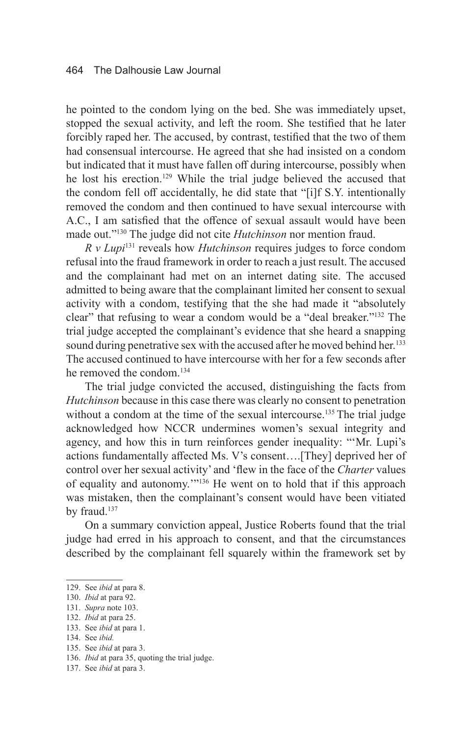he pointed to the condom lying on the bed. She was immediately upset, stopped the sexual activity, and left the room. She testified that he later forcibly raped her. The accused, by contrast, testified that the two of them had consensual intercourse. He agreed that she had insisted on a condom but indicated that it must have fallen off during intercourse, possibly when he lost his erection.[129] While the trial judge believed the accused that the condom fell off accidentally, he did state that "[i]f S.Y. intentionally removed the condom and then continued to have sexual intercourse with A.C., I am satisfied that the offence of sexual assault would have been made out."[130] The judge did not cite *Hutchinson* nor mention fraud.

*R v Lupi*[131] reveals how *Hutchinson* requires judges to force condom refusal into the fraud framework in order to reach a just result. The accused and the complainant had met on an internet dating site. The accused admitted to being aware that the complainant limited her consent to sexual activity with a condom, testifying that the she had made it "absolutely clear" that refusing to wear a condom would be a "deal breaker."[132] The trial judge accepted the complainant's evidence that she heard a snapping sound during penetrative sex with the accused after he moved behind her.[133] The accused continued to have intercourse with her for a few seconds after he removed the condom.[134]

The trial judge convicted the accused, distinguishing the facts from *Hutchinson* because in this case there was clearly no consent to penetration without a condom at the time of the sexual intercourse.[135] The trial judge acknowledged how NCCR undermines women's sexual integrity and agency, and how this in turn reinforces gender inequality: "'Mr. Lupi's actions fundamentally affected Ms. V's consent….[They] deprived her of control over her sexual activity' and 'flew in the face of the *Charter* values of equality and autonomy.'"[136] He went on to hold that if this approach was mistaken, then the complainant's consent would have been vitiated by fraud.[137]

On a summary conviction appeal, Justice Roberts found that the trial judge had erred in his approach to consent, and that the circumstances described by the complainant fell squarely within the framework set by

---

129. See *ibid* at para 8.
130. *Ibid* at para 92.
131. *Supra* note 103.
132. *Ibid* at para 25.
133. See *ibid* at para 1.
134. See *ibid.*
135. See *ibid* at para 3.
136. *Ibid* at para 35, quoting the trial judge.
137. See *ibid* at para 3.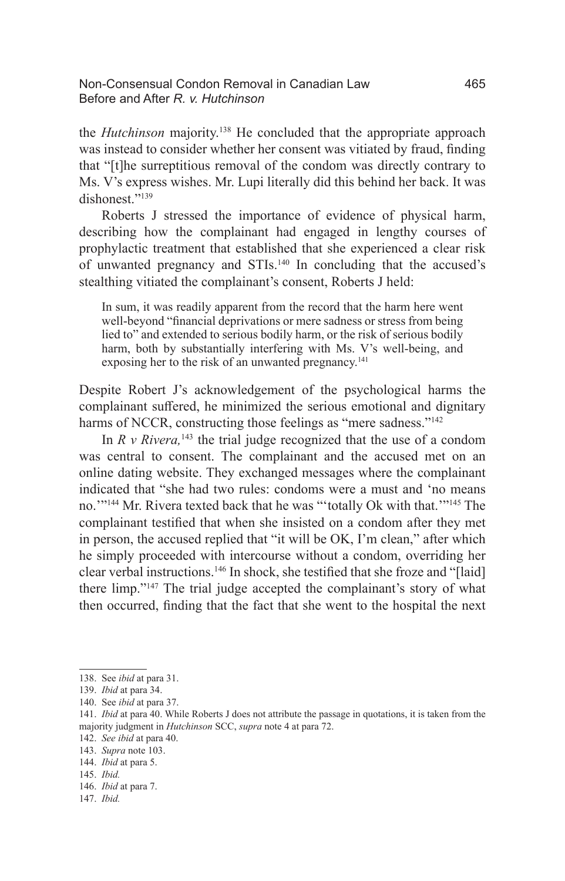the *Hutchinson* majority.[138] He concluded that the appropriate approach was instead to consider whether her consent was vitiated by fraud, finding that "[t]he surreptitious removal of the condom was directly contrary to Ms. V's express wishes. Mr. Lupi literally did this behind her back. It was dishonest."[139]

Roberts J stressed the importance of evidence of physical harm, describing how the complainant had engaged in lengthy courses of prophylactic treatment that established that she experienced a clear risk of unwanted pregnancy and STIs.[140] In concluding that the accused's stealthing vitiated the complainant's consent, Roberts J held:

> In sum, it was readily apparent from the record that the harm here went well-beyond "financial deprivations or mere sadness or stress from being lied to" and extended to serious bodily harm, or the risk of serious bodily harm, both by substantially interfering with Ms. V's well-being, and exposing her to the risk of an unwanted pregnancy.[141]

Despite Robert J's acknowledgement of the psychological harms the complainant suffered, he minimized the serious emotional and dignitary harms of NCCR, constructing those feelings as "mere sadness."[142]

In *R v Rivera,*[143] the trial judge recognized that the use of a condom was central to consent. The complainant and the accused met on an online dating website. They exchanged messages where the complainant indicated that "she had two rules: condoms were a must and 'no means no.'"[144] Mr. Rivera texted back that he was "'totally Ok with that.'"[145] The complainant testified that when she insisted on a condom after they met in person, the accused replied that "it will be OK, I'm clean," after which he simply proceeded with intercourse without a condom, overriding her clear verbal instructions.[146] In shock, she testified that she froze and "[laid] there limp."[147] The trial judge accepted the complainant's story of what then occurred, finding that the fact that she went to the hospital the next

---

138. See *ibid* at para 31.
139. *Ibid* at para 34.
140. See *ibid* at para 37.
141. *Ibid* at para 40. While Roberts J does not attribute the passage in quotations, it is taken from the majority judgment in *Hutchinson* SCC, *supra* note 4 at para 72.
142. *See ibid* at para 40.
143. *Supra* note 103.
144. *Ibid* at para 5.
145. *Ibid.*
146. *Ibid* at para 7.
147. *Ibid.*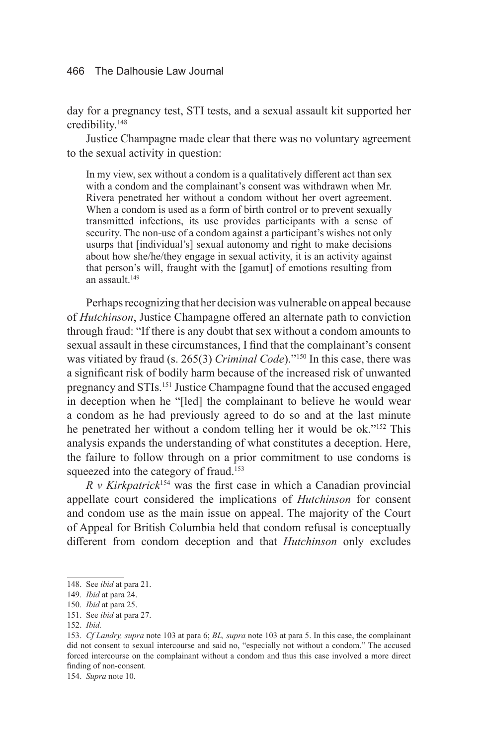day for a pregnancy test, STI tests, and a sexual assault kit supported her credibility.[148]

Justice Champagne made clear that there was no voluntary agreement to the sexual activity in question:

> In my view, sex without a condom is a qualitatively different act than sex with a condom and the complainant's consent was withdrawn when Mr. Rivera penetrated her without a condom without her overt agreement. When a condom is used as a form of birth control or to prevent sexually transmitted infections, its use provides participants with a sense of security. The non-use of a condom against a participant's wishes not only usurps that [individual's] sexual autonomy and right to make decisions about how she/he/they engage in sexual activity, it is an activity against that person's will, fraught with the [gamut] of emotions resulting from an assault.[149]

Perhaps recognizing that her decision was vulnerable on appeal because of *Hutchinson*, Justice Champagne offered an alternate path to conviction through fraud: "If there is any doubt that sex without a condom amounts to sexual assault in these circumstances, I find that the complainant's consent was vitiated by fraud (s. 265(3) *Criminal Code*)."[150] In this case, there was a significant risk of bodily harm because of the increased risk of unwanted pregnancy and STIs.[151] Justice Champagne found that the accused engaged in deception when he "[led] the complainant to believe he would wear a condom as he had previously agreed to do so and at the last minute he penetrated her without a condom telling her it would be ok."[152] This analysis expands the understanding of what constitutes a deception. Here, the failure to follow through on a prior commitment to use condoms is squeezed into the category of fraud.[153]

*R v Kirkpatrick*[154] was the first case in which a Canadian provincial appellate court considered the implications of *Hutchinson* for consent and condom use as the main issue on appeal. The majority of the Court of Appeal for British Columbia held that condom refusal is conceptually different from condom deception and that *Hutchinson* only excludes

---

148. See *ibid* at para 21.

149. *Ibid* at para 24.

150. *Ibid* at para 25.

151. See *ibid* at para 27.

152. *Ibid.*

153. *Cf Landry, supra* note 103 at para 6; *BL, supra* note 103 at para 5. In this case, the complainant did not consent to sexual intercourse and said no, "especially not without a condom." The accused forced intercourse on the complainant without a condom and thus this case involved a more direct finding of non-consent.

154. *Supra* note 10.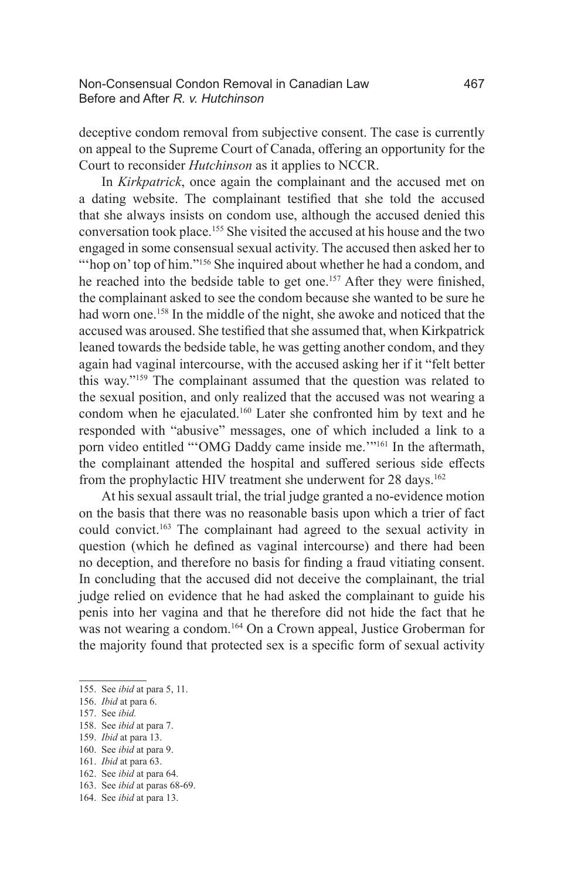deceptive condom removal from subjective consent. The case is currently on appeal to the Supreme Court of Canada, offering an opportunity for the Court to reconsider *Hutchinson* as it applies to NCCR.

In *Kirkpatrick*, once again the complainant and the accused met on a dating website. The complainant testified that she told the accused that she always insists on condom use, although the accused denied this conversation took place.[155] She visited the accused at his house and the two engaged in some consensual sexual activity. The accused then asked her to "'hop on' top of him."[156] She inquired about whether he had a condom, and he reached into the bedside table to get one.[157] After they were finished, the complainant asked to see the condom because she wanted to be sure he had worn one.[158] In the middle of the night, she awoke and noticed that the accused was aroused. She testified that she assumed that, when Kirkpatrick leaned towards the bedside table, he was getting another condom, and they again had vaginal intercourse, with the accused asking her if it "felt better this way."[159] The complainant assumed that the question was related to the sexual position, and only realized that the accused was not wearing a condom when he ejaculated.[160] Later she confronted him by text and he responded with "abusive" messages, one of which included a link to a porn video entitled "'OMG Daddy came inside me.'"[161] In the aftermath, the complainant attended the hospital and suffered serious side effects from the prophylactic HIV treatment she underwent for 28 days.[162]

At his sexual assault trial, the trial judge granted a no-evidence motion on the basis that there was no reasonable basis upon which a trier of fact could convict.[163] The complainant had agreed to the sexual activity in question (which he defined as vaginal intercourse) and there had been no deception, and therefore no basis for finding a fraud vitiating consent. In concluding that the accused did not deceive the complainant, the trial judge relied on evidence that he had asked the complainant to guide his penis into her vagina and that he therefore did not hide the fact that he was not wearing a condom.[164] On a Crown appeal, Justice Groberman for the majority found that protected sex is a specific form of sexual activity

155. See *ibid* at para 5, 11.
156. *Ibid* at para 6.
157. See *ibid.*
158. See *ibid* at para 7.
159. *Ibid* at para 13.
160. See *ibid* at para 9.
161. *Ibid* at para 63.
162. See *ibid* at para 64.
163. See *ibid* at paras 68-69.
164. See *ibid* at para 13.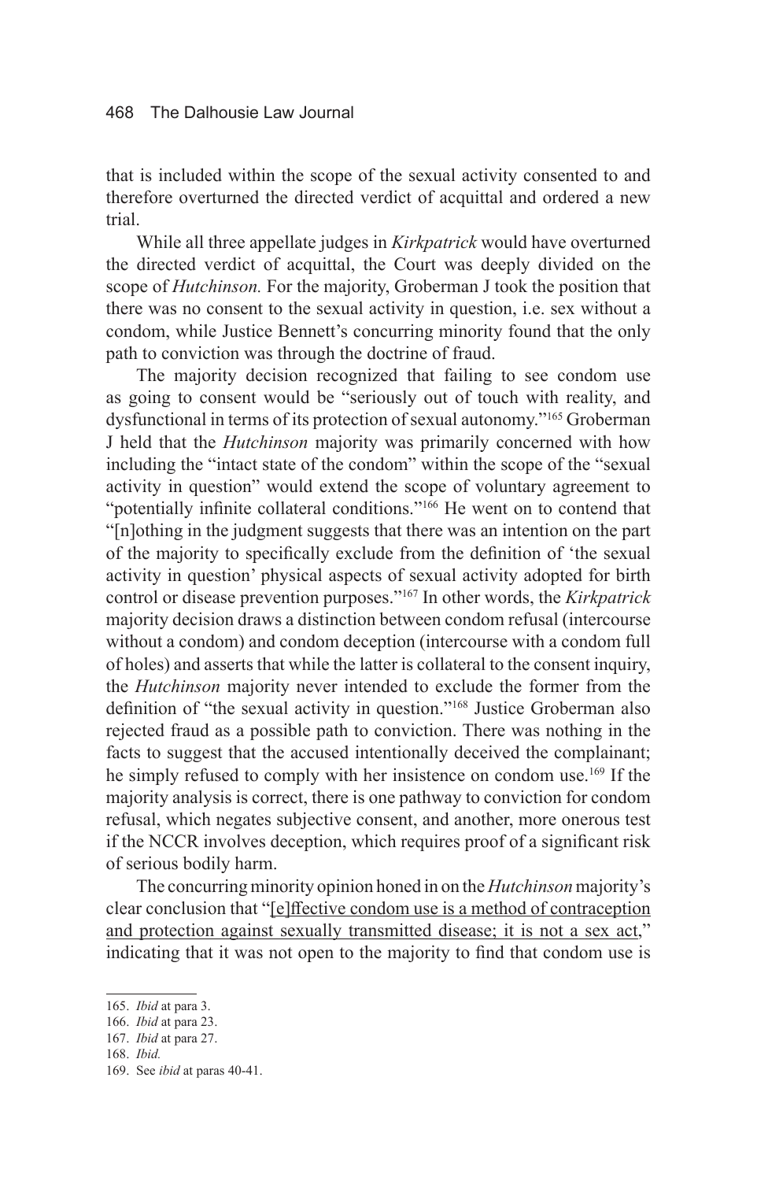that is included within the scope of the sexual activity consented to and therefore overturned the directed verdict of acquittal and ordered a new trial.

While all three appellate judges in *Kirkpatrick* would have overturned the directed verdict of acquittal, the Court was deeply divided on the scope of *Hutchinson.* For the majority, Groberman J took the position that there was no consent to the sexual activity in question, i.e. sex without a condom, while Justice Bennett's concurring minority found that the only path to conviction was through the doctrine of fraud.

The majority decision recognized that failing to see condom use as going to consent would be "seriously out of touch with reality, and dysfunctional in terms of its protection of sexual autonomy."[165] Groberman J held that the *Hutchinson* majority was primarily concerned with how including the "intact state of the condom" within the scope of the "sexual activity in question" would extend the scope of voluntary agreement to "potentially infinite collateral conditions."[166] He went on to contend that "[n]othing in the judgment suggests that there was an intention on the part of the majority to specifically exclude from the definition of 'the sexual activity in question' physical aspects of sexual activity adopted for birth control or disease prevention purposes."[167] In other words, the *Kirkpatrick* majority decision draws a distinction between condom refusal (intercourse without a condom) and condom deception (intercourse with a condom full of holes) and asserts that while the latter is collateral to the consent inquiry, the *Hutchinson* majority never intended to exclude the former from the definition of "the sexual activity in question."[168] Justice Groberman also rejected fraud as a possible path to conviction. There was nothing in the facts to suggest that the accused intentionally deceived the complainant; he simply refused to comply with her insistence on condom use.[169] If the majority analysis is correct, there is one pathway to conviction for condom refusal, which negates subjective consent, and another, more onerous test if the NCCR involves deception, which requires proof of a significant risk of serious bodily harm.

The concurring minority opinion honed in on the *Hutchinson* majority's clear conclusion that "<u>[e]ffective condom use is a method of contraception and protection against sexually transmitted disease; it is not a sex act</u>," indicating that it was not open to the majority to find that condom use is

---

165. *Ibid* at para 3.
166. *Ibid* at para 23.
167. *Ibid* at para 27.
168. *Ibid.*
169. See *ibid* at paras 40-41.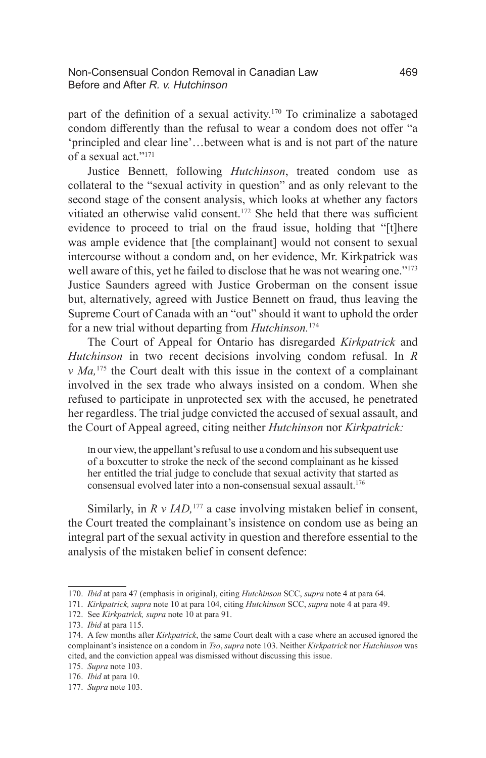part of the definition of a sexual activity.[170] To criminalize a sabotaged condom differently than the refusal to wear a condom does not offer "a 'principled and clear line'…between what is and is not part of the nature of a sexual act."[171]

Justice Bennett, following *Hutchinson*, treated condom use as collateral to the "sexual activity in question" and as only relevant to the second stage of the consent analysis, which looks at whether any factors vitiated an otherwise valid consent.[172] She held that there was sufficient evidence to proceed to trial on the fraud issue, holding that "[t]here was ample evidence that [the complainant] would not consent to sexual intercourse without a condom and, on her evidence, Mr. Kirkpatrick was well aware of this, yet he failed to disclose that he was not wearing one."[173] Justice Saunders agreed with Justice Groberman on the consent issue but, alternatively, agreed with Justice Bennett on fraud, thus leaving the Supreme Court of Canada with an "out" should it want to uphold the order for a new trial without departing from *Hutchinson.*[174]

The Court of Appeal for Ontario has disregarded *Kirkpatrick* and *Hutchinson* in two recent decisions involving condom refusal. In *R v Ma,*[175] the Court dealt with this issue in the context of a complainant involved in the sex trade who always insisted on a condom. When she refused to participate in unprotected sex with the accused, he penetrated her regardless. The trial judge convicted the accused of sexual assault, and the Court of Appeal agreed, citing neither *Hutchinson* nor *Kirkpatrick:*

> In our view, the appellant's refusal to use a condom and his subsequent use of a boxcutter to stroke the neck of the second complainant as he kissed her entitled the trial judge to conclude that sexual activity that started as consensual evolved later into a non-consensual sexual assault.[176]

Similarly, in *R v IAD,*[177] a case involving mistaken belief in consent, the Court treated the complainant's insistence on condom use as being an integral part of the sexual activity in question and therefore essential to the analysis of the mistaken belief in consent defence:

---

170. *Ibid* at para 47 (emphasis in original), citing *Hutchinson* SCC, *supra* note 4 at para 64.

171. *Kirkpatrick, supra* note 10 at para 104, citing *Hutchinson* SCC, *supra* note 4 at para 49.

172. See *Kirkpatrick, supra* note 10 at para 91.

173. *Ibid* at para 115.

174. A few months after *Kirkpatrick*, the same Court dealt with a case where an accused ignored the complainant's insistence on a condom in *Tso*, *supra* note 103. Neither *Kirkpatrick* nor *Hutchinson* was cited, and the conviction appeal was dismissed without discussing this issue.

175. *Supra* note 103.

176. *Ibid* at para 10.

177. *Supra* note 103.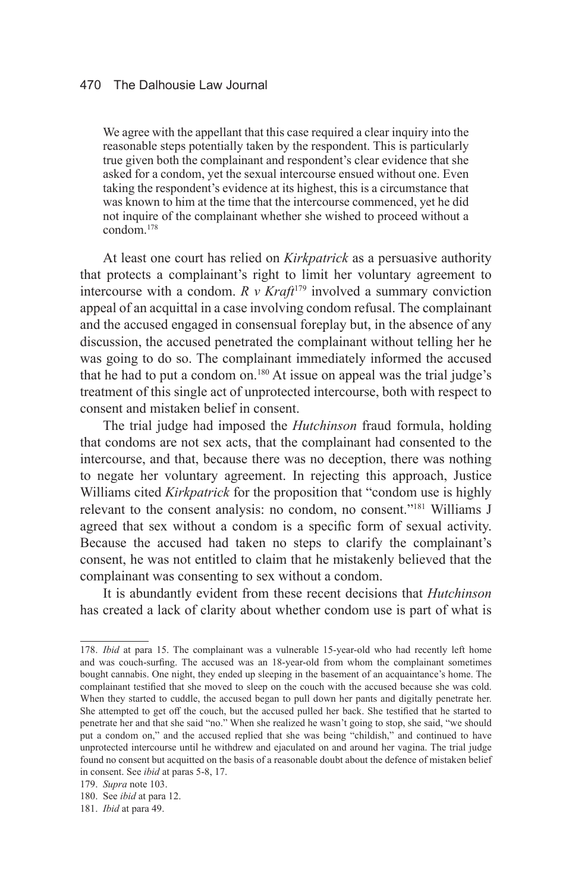> We agree with the appellant that this case required a clear inquiry into the reasonable steps potentially taken by the respondent. This is particularly true given both the complainant and respondent's clear evidence that she asked for a condom, yet the sexual intercourse ensued without one. Even taking the respondent's evidence at its highest, this is a circumstance that was known to him at the time that the intercourse commenced, yet he did not inquire of the complainant whether she wished to proceed without a condom.[178]

At least one court has relied on *Kirkpatrick* as a persuasive authority that protects a complainant's right to limit her voluntary agreement to intercourse with a condom. *R v Kraft*[179] involved a summary conviction appeal of an acquittal in a case involving condom refusal. The complainant and the accused engaged in consensual foreplay but, in the absence of any discussion, the accused penetrated the complainant without telling her he was going to do so. The complainant immediately informed the accused that he had to put a condom on.[180] At issue on appeal was the trial judge's treatment of this single act of unprotected intercourse, both with respect to consent and mistaken belief in consent.

The trial judge had imposed the *Hutchinson* fraud formula, holding that condoms are not sex acts, that the complainant had consented to the intercourse, and that, because there was no deception, there was nothing to negate her voluntary agreement. In rejecting this approach, Justice Williams cited *Kirkpatrick* for the proposition that "condom use is highly relevant to the consent analysis: no condom, no consent."[181] Williams J agreed that sex without a condom is a specific form of sexual activity. Because the accused had taken no steps to clarify the complainant's consent, he was not entitled to claim that he mistakenly believed that the complainant was consenting to sex without a condom.

It is abundantly evident from these recent decisions that *Hutchinson* has created a lack of clarity about whether condom use is part of what is

---

178. *Ibid* at para 15. The complainant was a vulnerable 15-year-old who had recently left home and was couch-surfing. The accused was an 18-year-old from whom the complainant sometimes bought cannabis. One night, they ended up sleeping in the basement of an acquaintance's home. The complainant testified that she moved to sleep on the couch with the accused because she was cold. When they started to cuddle, the accused began to pull down her pants and digitally penetrate her. She attempted to get off the couch, but the accused pulled her back. She testified that he started to penetrate her and that she said "no." When she realized he wasn't going to stop, she said, "we should put a condom on," and the accused replied that she was being "childish," and continued to have unprotected intercourse until he withdrew and ejaculated on and around her vagina. The trial judge found no consent but acquitted on the basis of a reasonable doubt about the defence of mistaken belief in consent. See *ibid* at paras 5-8, 17.

179. *Supra* note 103.

180. See *ibid* at para 12.

181. *Ibid* at para 49.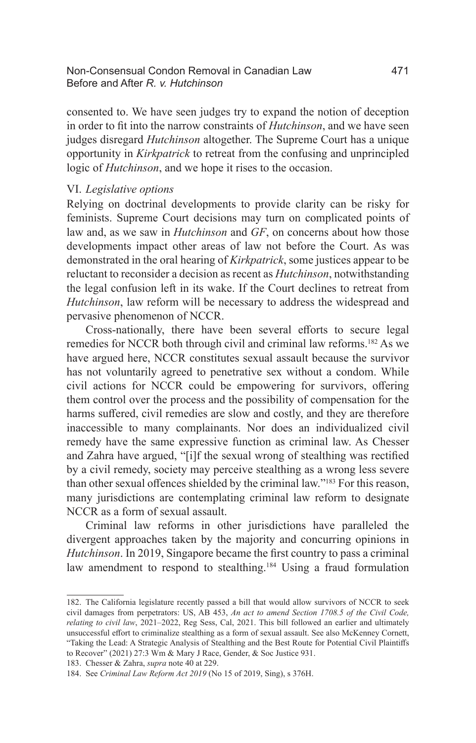consented to. We have seen judges try to expand the notion of deception in order to fit into the narrow constraints of *Hutchinson*, and we have seen judges disregard *Hutchinson* altogether. The Supreme Court has a unique opportunity in *Kirkpatrick* to retreat from the confusing and unprincipled logic of *Hutchinson*, and we hope it rises to the occasion.

### VI. *Legislative options*

Relying on doctrinal developments to provide clarity can be risky for feminists. Supreme Court decisions may turn on complicated points of law and, as we saw in *Hutchinson* and *GF*, on concerns about how those developments impact other areas of law not before the Court. As was demonstrated in the oral hearing of *Kirkpatrick*, some justices appear to be reluctant to reconsider a decision as recent as *Hutchinson*, notwithstanding the legal confusion left in its wake. If the Court declines to retreat from *Hutchinson*, law reform will be necessary to address the widespread and pervasive phenomenon of NCCR.

Cross-nationally, there have been several efforts to secure legal remedies for NCCR both through civil and criminal law reforms.[182] As we have argued here, NCCR constitutes sexual assault because the survivor has not voluntarily agreed to penetrative sex without a condom. While civil actions for NCCR could be empowering for survivors, offering them control over the process and the possibility of compensation for the harms suffered, civil remedies are slow and costly, and they are therefore inaccessible to many complainants. Nor does an individualized civil remedy have the same expressive function as criminal law. As Chesser and Zahra have argued, "[i]f the sexual wrong of stealthing was rectified by a civil remedy, society may perceive stealthing as a wrong less severe than other sexual offences shielded by the criminal law."[183] For this reason, many jurisdictions are contemplating criminal law reform to designate NCCR as a form of sexual assault.

Criminal law reforms in other jurisdictions have paralleled the divergent approaches taken by the majority and concurring opinions in *Hutchinson*. In 2019, Singapore became the first country to pass a criminal law amendment to respond to stealthing.[184] Using a fraud formulation

---

182. The California legislature recently passed a bill that would allow survivors of NCCR to seek civil damages from perpetrators: US, AB 453, *An act to amend Section 1708.5 of the Civil Code, relating to civil law*, 2021–2022, Reg Sess, Cal, 2021. This bill followed an earlier and ultimately unsuccessful effort to criminalize stealthing as a form of sexual assault. See also McKenney Cornett, "Taking the Lead: A Strategic Analysis of Stealthing and the Best Route for Potential Civil Plaintiffs to Recover" (2021) 27:3 Wm & Mary J Race, Gender, & Soc Justice 931.

183. Chesser & Zahra, *supra* note 40 at 229.

184. See *Criminal Law Reform Act 2019* (No 15 of 2019, Sing), s 376H.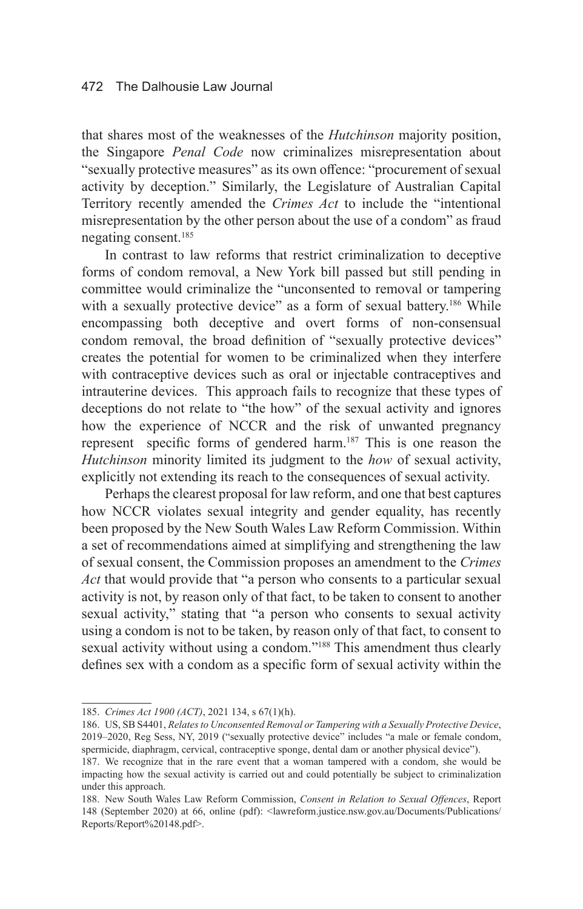that shares most of the weaknesses of the *Hutchinson* majority position, the Singapore *Penal Code* now criminalizes misrepresentation about "sexually protective measures" as its own offence: "procurement of sexual activity by deception." Similarly, the Legislature of Australian Capital Territory recently amended the *Crimes Act* to include the "intentional misrepresentation by the other person about the use of a condom" as fraud negating consent.[185]

In contrast to law reforms that restrict criminalization to deceptive forms of condom removal, a New York bill passed but still pending in committee would criminalize the "unconsented to removal or tampering with a sexually protective device" as a form of sexual battery.[186] While encompassing both deceptive and overt forms of non-consensual condom removal, the broad definition of "sexually protective devices" creates the potential for women to be criminalized when they interfere with contraceptive devices such as oral or injectable contraceptives and intrauterine devices. This approach fails to recognize that these types of deceptions do not relate to "the how" of the sexual activity and ignores how the experience of NCCR and the risk of unwanted pregnancy represent specific forms of gendered harm.[187] This is one reason the *Hutchinson* minority limited its judgment to the *how* of sexual activity, explicitly not extending its reach to the consequences of sexual activity.

Perhaps the clearest proposal for law reform, and one that best captures how NCCR violates sexual integrity and gender equality, has recently been proposed by the New South Wales Law Reform Commission. Within a set of recommendations aimed at simplifying and strengthening the law of sexual consent, the Commission proposes an amendment to the *Crimes Act* that would provide that "a person who consents to a particular sexual activity is not, by reason only of that fact, to be taken to consent to another sexual activity," stating that "a person who consents to sexual activity using a condom is not to be taken, by reason only of that fact, to consent to sexual activity without using a condom."[188] This amendment thus clearly defines sex with a condom as a specific form of sexual activity within the

---

185. *Crimes Act 1900 (ACT)*, 2021 134, s 67(1)(h).

186. US, SB S4401, *Relates to Unconsented Removal or Tampering with a Sexually Protective Device*, 2019–2020, Reg Sess, NY, 2019 ("sexually protective device" includes "a male or female condom, spermicide, diaphragm, cervical, contraceptive sponge, dental dam or another physical device").

187. We recognize that in the rare event that a woman tampered with a condom, she would be impacting how the sexual activity is carried out and could potentially be subject to criminalization under this approach.

188. New South Wales Law Reform Commission, *Consent in Relation to Sexual Offences*, Report 148 (September 2020) at 66, online (pdf): <lawreform.justice.nsw.gov.au/Documents/Publications/Reports/Report%20148.pdf>.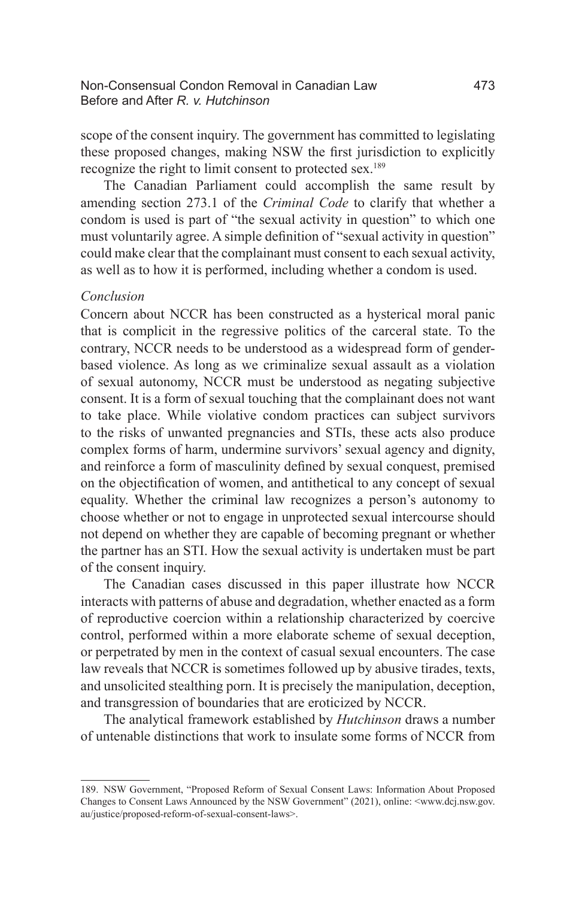scope of the consent inquiry. The government has committed to legislating these proposed changes, making NSW the first jurisdiction to explicitly recognize the right to limit consent to protected sex.[189]

The Canadian Parliament could accomplish the same result by amending section 273.1 of the *Criminal Code* to clarify that whether a condom is used is part of "the sexual activity in question" to which one must voluntarily agree. A simple definition of "sexual activity in question" could make clear that the complainant must consent to each sexual activity, as well as to how it is performed, including whether a condom is used.

*Conclusion*

Concern about NCCR has been constructed as a hysterical moral panic that is complicit in the regressive politics of the carceral state. To the contrary, NCCR needs to be understood as a widespread form of gender-based violence. As long as we criminalize sexual assault as a violation of sexual autonomy, NCCR must be understood as negating subjective consent. It is a form of sexual touching that the complainant does not want to take place. While violative condom practices can subject survivors to the risks of unwanted pregnancies and STIs, these acts also produce complex forms of harm, undermine survivors' sexual agency and dignity, and reinforce a form of masculinity defined by sexual conquest, premised on the objectification of women, and antithetical to any concept of sexual equality. Whether the criminal law recognizes a person's autonomy to choose whether or not to engage in unprotected sexual intercourse should not depend on whether they are capable of becoming pregnant or whether the partner has an STI. How the sexual activity is undertaken must be part of the consent inquiry.

The Canadian cases discussed in this paper illustrate how NCCR interacts with patterns of abuse and degradation, whether enacted as a form of reproductive coercion within a relationship characterized by coercive control, performed within a more elaborate scheme of sexual deception, or perpetrated by men in the context of casual sexual encounters. The case law reveals that NCCR is sometimes followed up by abusive tirades, texts, and unsolicited stealthing porn. It is precisely the manipulation, deception, and transgression of boundaries that are eroticized by NCCR.

The analytical framework established by *Hutchinson* draws a number of untenable distinctions that work to insulate some forms of NCCR from

---

189. NSW Government, "Proposed Reform of Sexual Consent Laws: Information About Proposed Changes to Consent Laws Announced by the NSW Government" (2021), online: <www.dcj.nsw.gov.au/justice/proposed-reform-of-sexual-consent-laws>.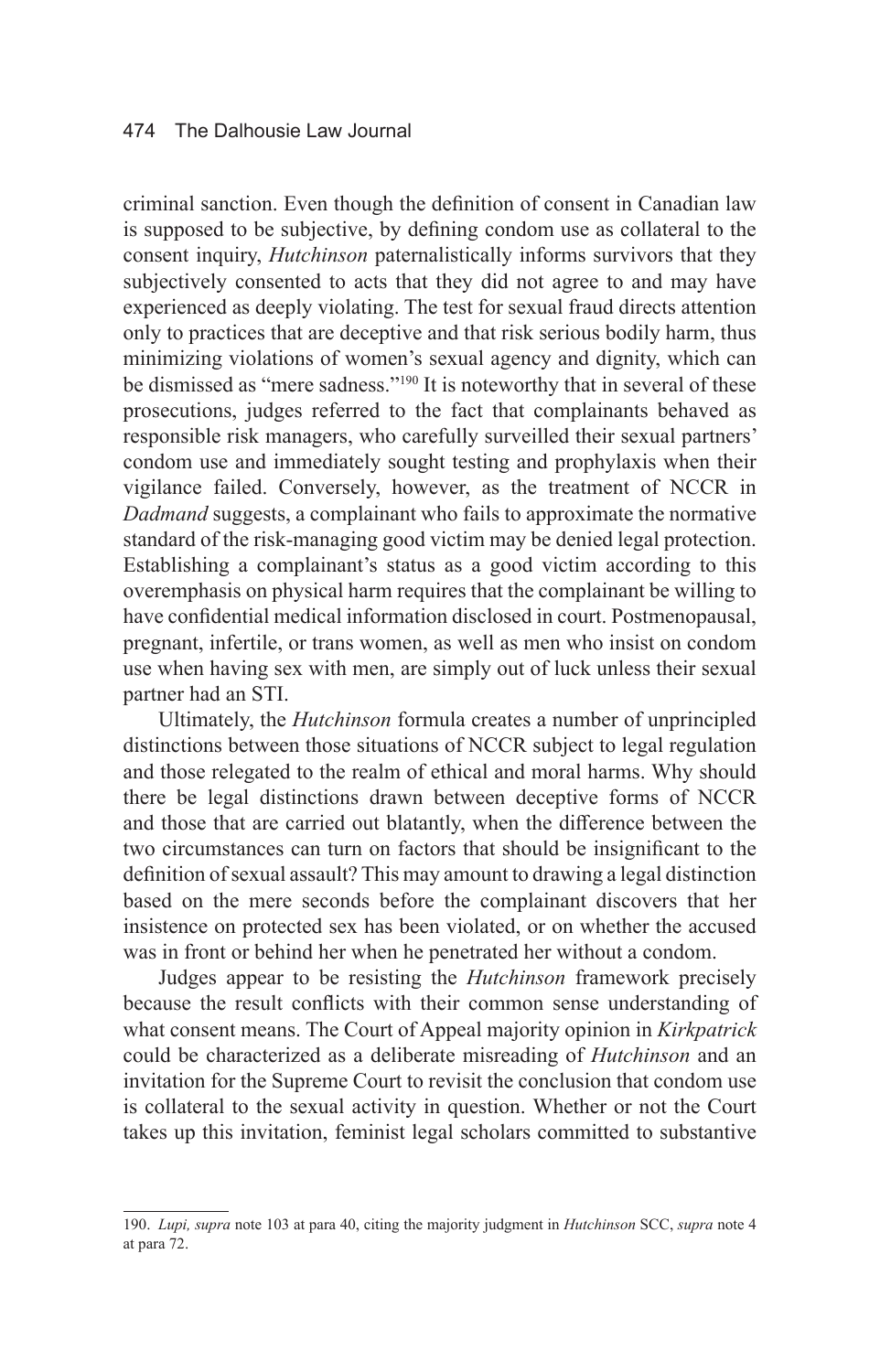criminal sanction. Even though the definition of consent in Canadian law is supposed to be subjective, by defining condom use as collateral to the consent inquiry, *Hutchinson* paternalistically informs survivors that they subjectively consented to acts that they did not agree to and may have experienced as deeply violating. The test for sexual fraud directs attention only to practices that are deceptive and that risk serious bodily harm, thus minimizing violations of women's sexual agency and dignity, which can be dismissed as "mere sadness."[190] It is noteworthy that in several of these prosecutions, judges referred to the fact that complainants behaved as responsible risk managers, who carefully surveilled their sexual partners' condom use and immediately sought testing and prophylaxis when their vigilance failed. Conversely, however, as the treatment of NCCR in *Dadmand* suggests, a complainant who fails to approximate the normative standard of the risk-managing good victim may be denied legal protection. Establishing a complainant's status as a good victim according to this overemphasis on physical harm requires that the complainant be willing to have confidential medical information disclosed in court. Postmenopausal, pregnant, infertile, or trans women, as well as men who insist on condom use when having sex with men, are simply out of luck unless their sexual partner had an STI.

Ultimately, the *Hutchinson* formula creates a number of unprincipled distinctions between those situations of NCCR subject to legal regulation and those relegated to the realm of ethical and moral harms. Why should there be legal distinctions drawn between deceptive forms of NCCR and those that are carried out blatantly, when the difference between the two circumstances can turn on factors that should be insignificant to the definition of sexual assault? This may amount to drawing a legal distinction based on the mere seconds before the complainant discovers that her insistence on protected sex has been violated, or on whether the accused was in front or behind her when he penetrated her without a condom.

Judges appear to be resisting the *Hutchinson* framework precisely because the result conflicts with their common sense understanding of what consent means. The Court of Appeal majority opinion in *Kirkpatrick* could be characterized as a deliberate misreading of *Hutchinson* and an invitation for the Supreme Court to revisit the conclusion that condom use is collateral to the sexual activity in question. Whether or not the Court takes up this invitation, feminist legal scholars committed to substantive

190. *Lupi, supra* note 103 at para 40, citing the majority judgment in *Hutchinson* SCC, *supra* note 4 at para 72.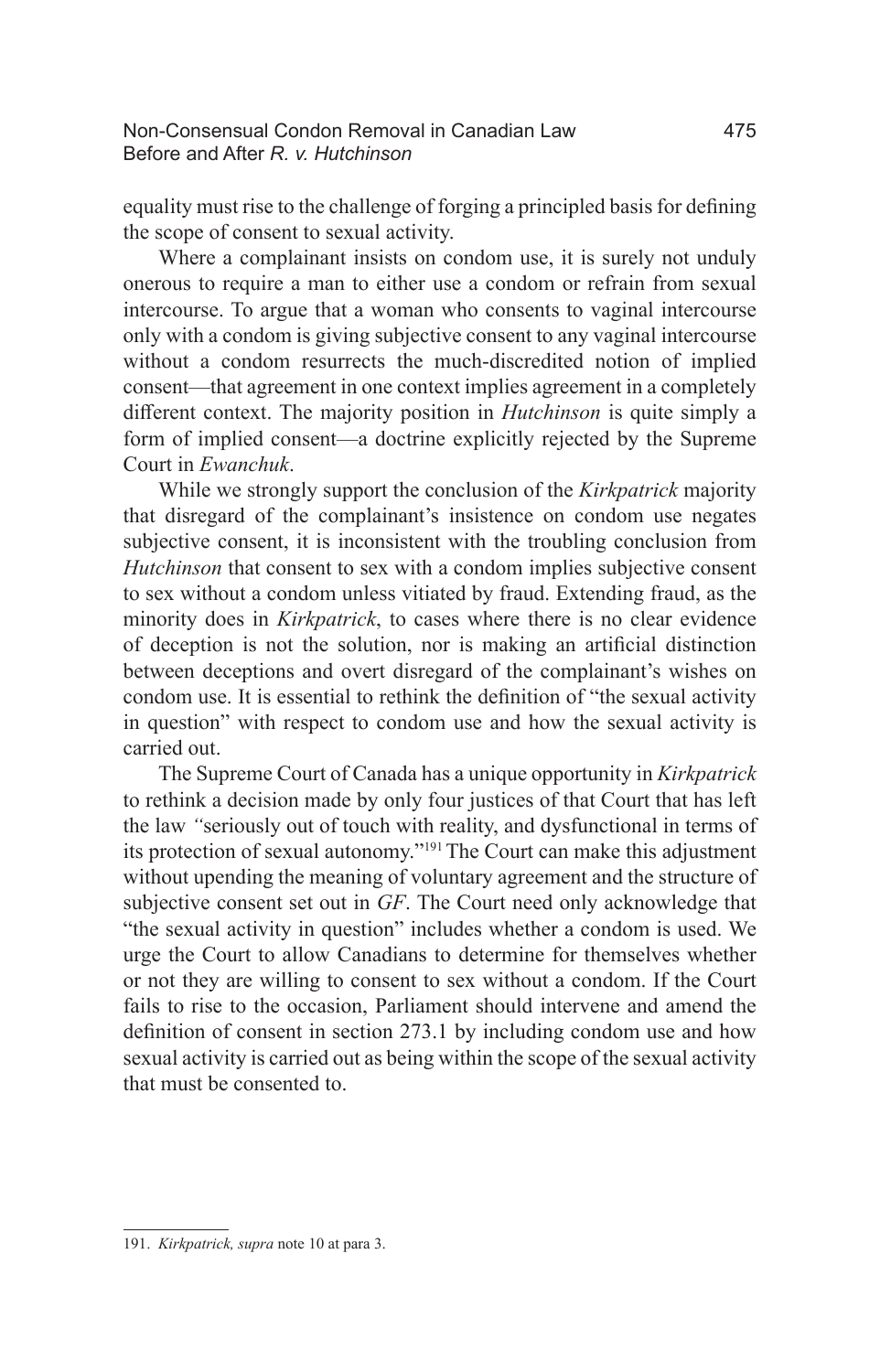equality must rise to the challenge of forging a principled basis for defining the scope of consent to sexual activity.

Where a complainant insists on condom use, it is surely not unduly onerous to require a man to either use a condom or refrain from sexual intercourse. To argue that a woman who consents to vaginal intercourse only with a condom is giving subjective consent to any vaginal intercourse without a condom resurrects the much-discredited notion of implied consent—that agreement in one context implies agreement in a completely different context. The majority position in *Hutchinson* is quite simply a form of implied consent—a doctrine explicitly rejected by the Supreme Court in *Ewanchuk*.

While we strongly support the conclusion of the *Kirkpatrick* majority that disregard of the complainant's insistence on condom use negates subjective consent, it is inconsistent with the troubling conclusion from *Hutchinson* that consent to sex with a condom implies subjective consent to sex without a condom unless vitiated by fraud. Extending fraud, as the minority does in *Kirkpatrick*, to cases where there is no clear evidence of deception is not the solution, nor is making an artificial distinction between deceptions and overt disregard of the complainant's wishes on condom use. It is essential to rethink the definition of "the sexual activity in question" with respect to condom use and how the sexual activity is carried out.

The Supreme Court of Canada has a unique opportunity in *Kirkpatrick* to rethink a decision made by only four justices of that Court that has left the law "seriously out of touch with reality, and dysfunctional in terms of its protection of sexual autonomy."[191] The Court can make this adjustment without upending the meaning of voluntary agreement and the structure of subjective consent set out in *GF*. The Court need only acknowledge that "the sexual activity in question" includes whether a condom is used. We urge the Court to allow Canadians to determine for themselves whether or not they are willing to consent to sex without a condom. If the Court fails to rise to the occasion, Parliament should intervene and amend the definition of consent in section 273.1 by including condom use and how sexual activity is carried out as being within the scope of the sexual activity that must be consented to.

---

191. *Kirkpatrick, supra* note 10 at para 3.